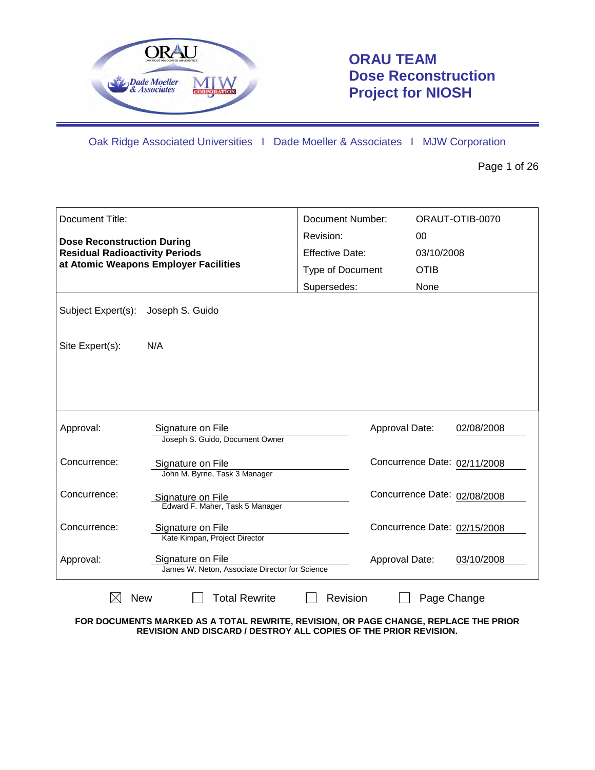# ORAU TEAM Dose Reconstruction Project for NIOSH

Oak Ridge Associated Universities I Dade Moeller & Associates I MJW Corporation

| Document Title: | Document Number: | ORAUT-OTIB-0070 |
|---|---|---|
| **Dose Reconstruction During Residual Radioactivity Periods at Atomic Weapons Employer Facilities** | Revision: | 00 |
| | Effective Date: | 03/10/2008 |
| | Type of Document | OTIB |
| | Supersedes: | None |

Subject Expert(s): Joseph S. Guido

Site Expert(s): N/A

| | | | |
|---|---|---|---|
| Approval: | Signature on File<br>Joseph S. Guido, Document Owner | Approval Date: | 02/08/2008 |
| Concurrence: | Signature on File<br>John M. Byrne, Task 3 Manager | Concurrence Date: | 02/11/2008 |
| Concurrence: | Signature on File<br>Edward F. Maher, Task 5 Manager | Concurrence Date: | 02/08/2008 |
| Concurrence: | Signature on File<br>Kate Kimpan, Project Director | Concurrence Date: | 02/15/2008 |
| Approval: | Signature on File<br>James W. Neton, Associate Director for Science | Approval Date: | 03/10/2008 |

☒ New ☐ Total Rewrite ☐ Revision ☐ Page Change

**FOR DOCUMENTS MARKED AS A TOTAL REWRITE, REVISION, OR PAGE CHANGE, REPLACE THE PRIOR REVISION AND DISCARD / DESTROY ALL COPIES OF THE PRIOR REVISION.**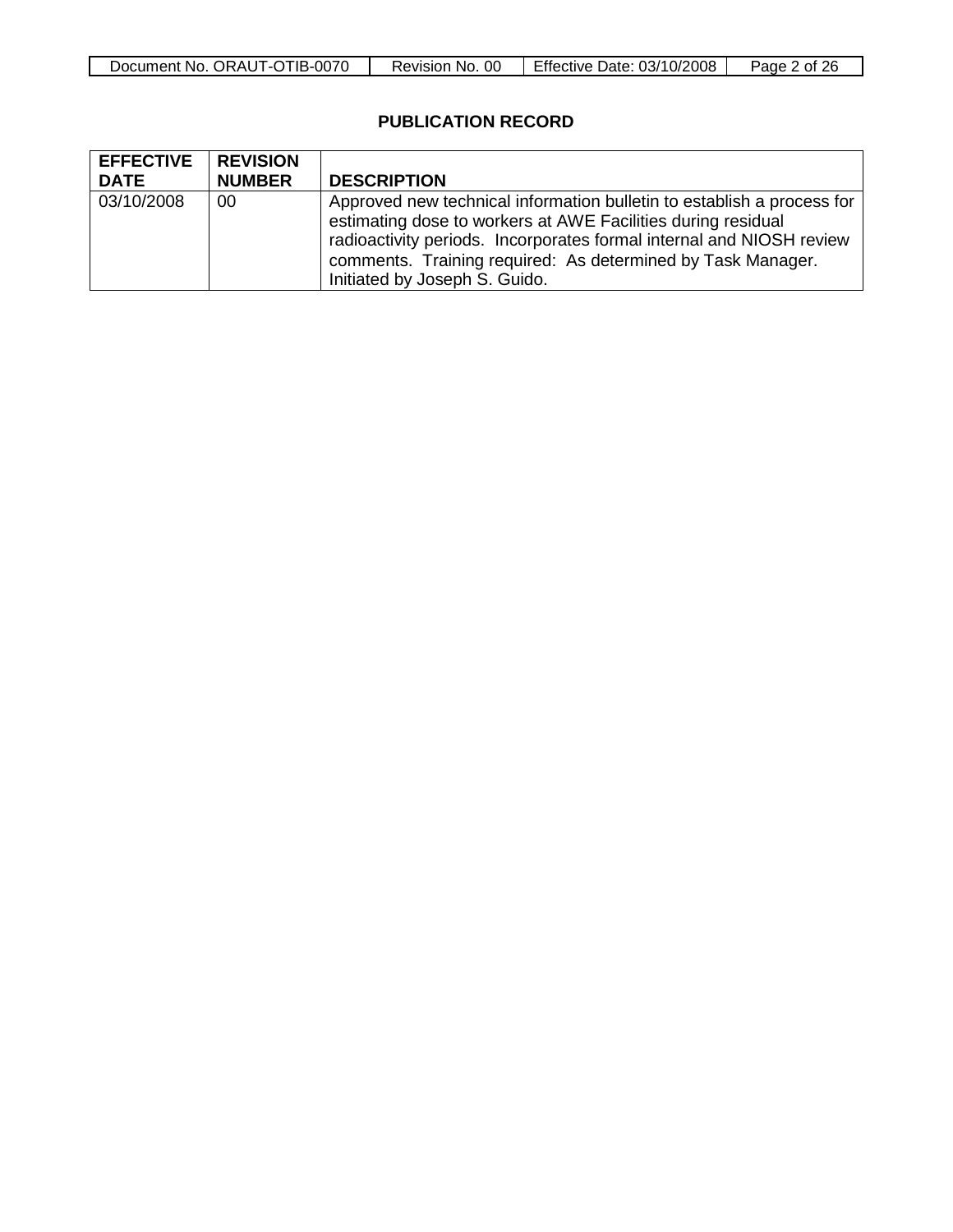## PUBLICATION RECORD

| EFFECTIVE DATE | REVISION NUMBER | DESCRIPTION |
|---|---|---|
| 03/10/2008 | 00 | Approved new technical information bulletin to establish a process for estimating dose to workers at AWE Facilities during residual radioactivity periods. Incorporates formal internal and NIOSH review comments. Training required: As determined by Task Manager. Initiated by Joseph S. Guido. |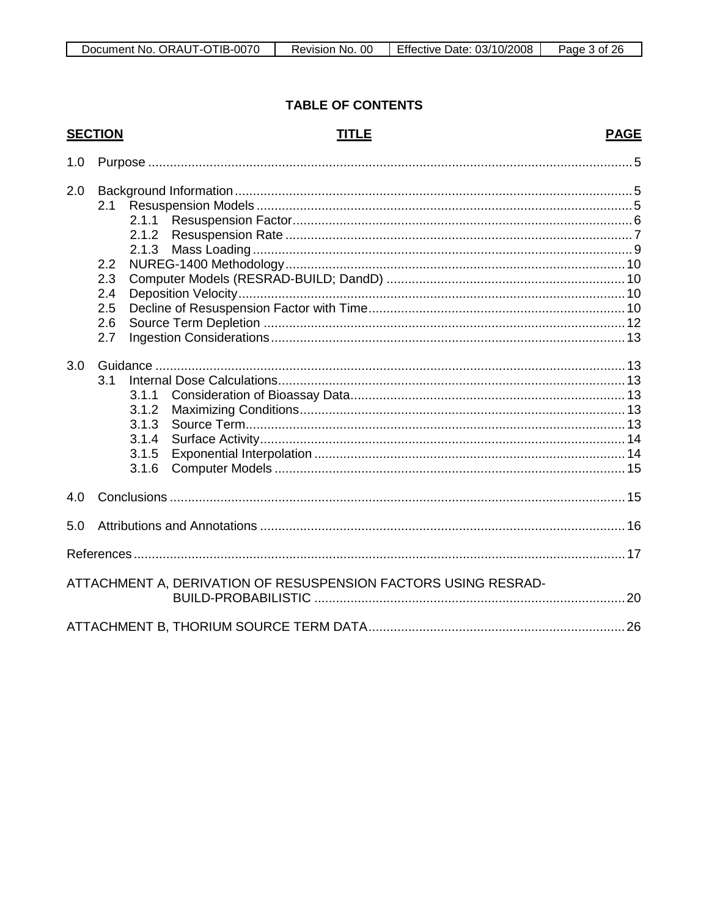## TABLE OF CONTENTS

| SECTION | TITLE | PAGE |
|---|---|---|
| 1.0 | Purpose | 5 |
| 2.0 | Background Information | 5 |
| 2.1 | Resuspension Models | 5 |
| 2.1.1 | Resuspension Factor | 6 |
| 2.1.2 | Resuspension Rate | 7 |
| 2.1.3 | Mass Loading | 9 |
| 2.2 | NUREG-1400 Methodology | 10 |
| 2.3 | Computer Models (RESRAD-BUILD; DandD) | 10 |
| 2.4 | Deposition Velocity | 10 |
| 2.5 | Decline of Resuspension Factor with Time | 10 |
| 2.6 | Source Term Depletion | 12 |
| 2.7 | Ingestion Considerations | 13 |
| 3.0 | Guidance | 13 |
| 3.1 | Internal Dose Calculations | 13 |
| 3.1.1 | Consideration of Bioassay Data | 13 |
| 3.1.2 | Maximizing Conditions | 13 |
| 3.1.3 | Source Term | 13 |
| 3.1.4 | Surface Activity | 14 |
| 3.1.5 | Exponential Interpolation | 14 |
| 3.1.6 | Computer Models | 15 |
| 4.0 | Conclusions | 15 |
| 5.0 | Attributions and Annotations | 16 |
| | References | 17 |
| | ATTACHMENT A, DERIVATION OF RESUSPENSION FACTORS USING RESRAD-BUILD-PROBABILISTIC | 20 |
| | ATTACHMENT B, THORIUM SOURCE TERM DATA | 26 |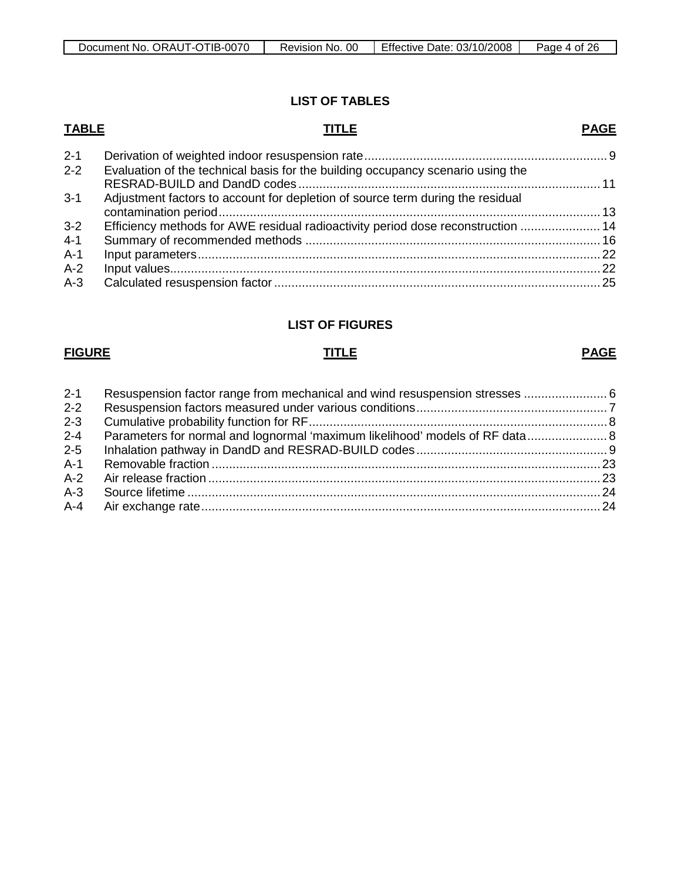# LIST OF TABLES

| TABLE | TITLE | PAGE |
|---|---|---|
| 2-1 | Derivation of weighted indoor resuspension rate | 9 |
| 2-2 | Evaluation of the technical basis for the building occupancy scenario using the RESRAD-BUILD and DandD codes | 11 |
| 3-1 | Adjustment factors to account for depletion of source term during the residual contamination period | 13 |
| 3-2 | Efficiency methods for AWE residual radioactivity period dose reconstruction | 14 |
| 4-1 | Summary of recommended methods | 16 |
| A-1 | Input parameters | 22 |
| A-2 | Input values | 22 |
| A-3 | Calculated resuspension factor | 25 |

# LIST OF FIGURES

| FIGURE | TITLE | PAGE |
|---|---|---|
| 2-1 | Resuspension factor range from mechanical and wind resuspension stresses | 6 |
| 2-2 | Resuspension factors measured under various conditions | 7 |
| 2-3 | Cumulative probability function for RF | 8 |
| 2-4 | Parameters for normal and lognormal 'maximum likelihood' models of RF data | 8 |
| 2-5 | Inhalation pathway in DandD and RESRAD-BUILD codes | 9 |
| A-1 | Removable fraction | 23 |
| A-2 | Air release fraction | 23 |
| A-3 | Source lifetime | 24 |
| A-4 | Air exchange rate | 24 |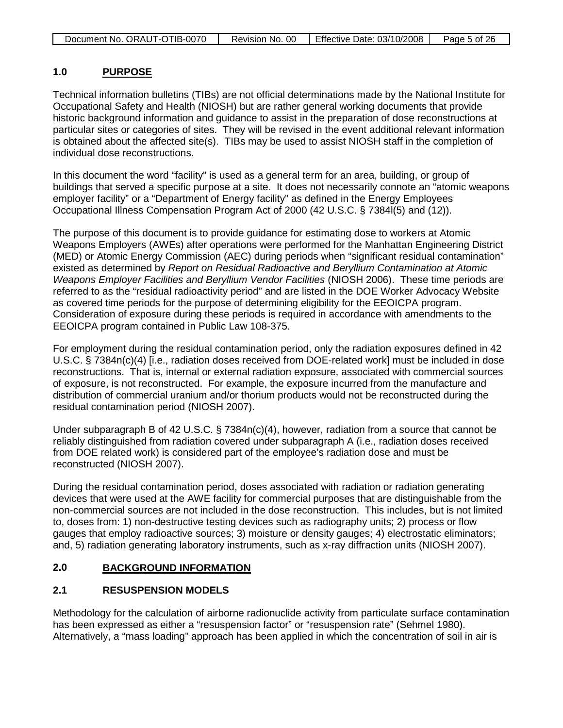## 1.0 PURPOSE

Technical information bulletins (TIBs) are not official determinations made by the National Institute for Occupational Safety and Health (NIOSH) but are rather general working documents that provide historic background information and guidance to assist in the preparation of dose reconstructions at particular sites or categories of sites. They will be revised in the event additional relevant information is obtained about the affected site(s). TIBs may be used to assist NIOSH staff in the completion of individual dose reconstructions.

In this document the word "facility" is used as a general term for an area, building, or group of buildings that served a specific purpose at a site. It does not necessarily connote an "atomic weapons employer facility" or a "Department of Energy facility" as defined in the Energy Employees Occupational Illness Compensation Program Act of 2000 (42 U.S.C. § 7384l(5) and (12)).

The purpose of this document is to provide guidance for estimating dose to workers at Atomic Weapons Employers (AWEs) after operations were performed for the Manhattan Engineering District (MED) or Atomic Energy Commission (AEC) during periods when "significant residual contamination" existed as determined by *Report on Residual Radioactive and Beryllium Contamination at Atomic Weapons Employer Facilities and Beryllium Vendor Facilities* (NIOSH 2006). These time periods are referred to as the "residual radioactivity period" and are listed in the DOE Worker Advocacy Website as covered time periods for the purpose of determining eligibility for the EEOICPA program. Consideration of exposure during these periods is required in accordance with amendments to the EEOICPA program contained in Public Law 108-375.

For employment during the residual contamination period, only the radiation exposures defined in 42 U.S.C. § 7384n(c)(4) [i.e., radiation doses received from DOE-related work] must be included in dose reconstructions. That is, internal or external radiation exposure, associated with commercial sources of exposure, is not reconstructed. For example, the exposure incurred from the manufacture and distribution of commercial uranium and/or thorium products would not be reconstructed during the residual contamination period (NIOSH 2007).

Under subparagraph B of 42 U.S.C. § 7384n(c)(4), however, radiation from a source that cannot be reliably distinguished from radiation covered under subparagraph A (i.e., radiation doses received from DOE related work) is considered part of the employee's radiation dose and must be reconstructed (NIOSH 2007).

During the residual contamination period, doses associated with radiation or radiation generating devices that were used at the AWE facility for commercial purposes that are distinguishable from the non-commercial sources are not included in the dose reconstruction. This includes, but is not limited to, doses from: 1) non-destructive testing devices such as radiography units; 2) process or flow gauges that employ radioactive sources; 3) moisture or density gauges; 4) electrostatic eliminators; and, 5) radiation generating laboratory instruments, such as x-ray diffraction units (NIOSH 2007).

## 2.0 BACKGROUND INFORMATION

### 2.1 RESUSPENSION MODELS

Methodology for the calculation of airborne radionuclide activity from particulate surface contamination has been expressed as either a "resuspension factor" or "resuspension rate" (Sehmel 1980). Alternatively, a "mass loading" approach has been applied in which the concentration of soil in air is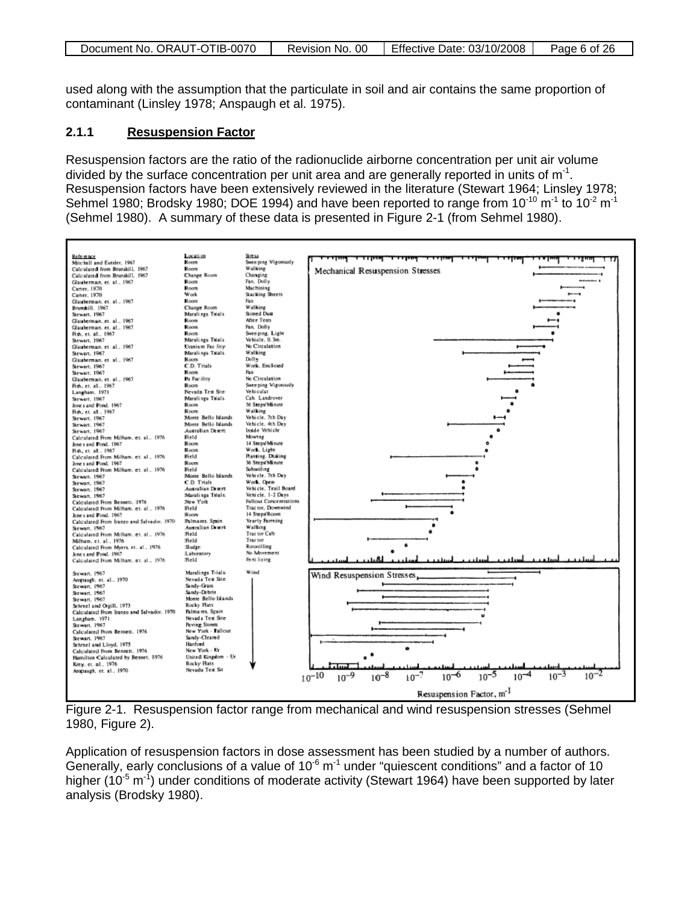used along with the assumption that the particulate in soil and air contains the same proportion of contaminant (Linsley 1978; Anspaugh et al. 1975).

### 2.1.1 Resuspension Factor

Resuspension factors are the ratio of the radionuclide airborne concentration per unit air volume divided by the surface concentration per unit area and are generally reported in units of $m^{-1}$. Resuspension factors have been extensively reviewed in the literature (Stewart 1964; Linsley 1978; Sehmel 1980; Brodsky 1980; DOE 1994) and have been reported to range from $10^{-10}$ $m^{-1}$ to $10^{-2}$ $m^{-1}$ (Sehmel 1980). A summary of these data is presented in Figure 2-1 (from Sehmel 1980).

Figure 2-1. Resuspension factor range from mechanical and wind resuspension stresses (Sehmel 1980, Figure 2).

Application of resuspension factors in dose assessment has been studied by a number of authors. Generally, early conclusions of a value of $10^{-6}$ $m^{-1}$ under "quiescent conditions" and a factor of 10 higher ($10^{-5}$ $m^{-1}$) under conditions of moderate activity (Stewart 1964) have been supported by later analysis (Brodsky 1980).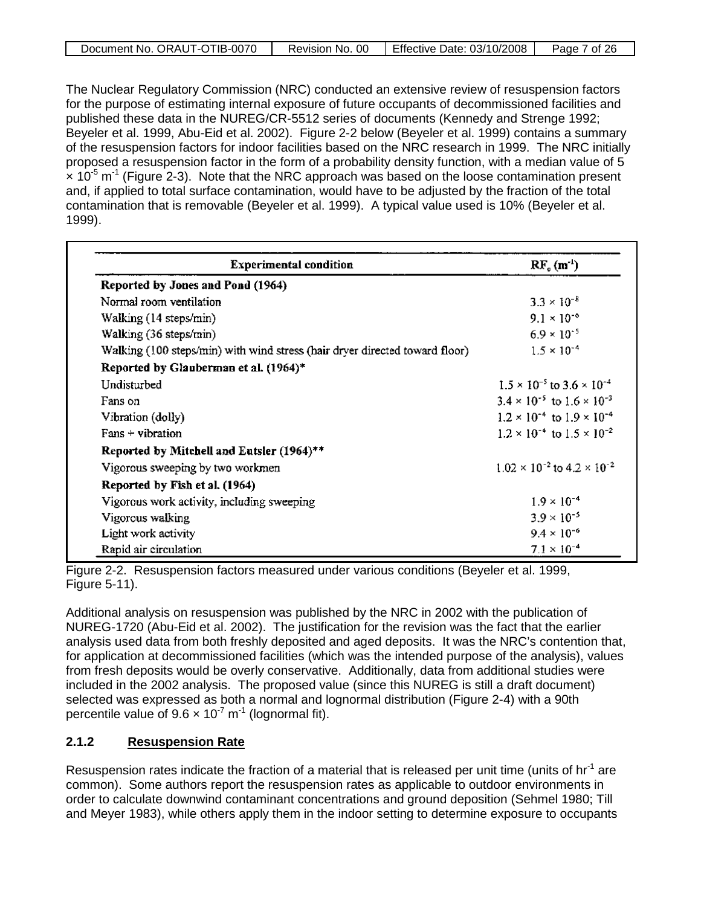The Nuclear Regulatory Commission (NRC) conducted an extensive review of resuspension factors for the purpose of estimating internal exposure of future occupants of decommissioned facilities and published these data in the NUREG/CR-5512 series of documents (Kennedy and Strenge 1992; Beyeler et al. 1999, Abu-Eid et al. 2002). Figure 2-2 below (Beyeler et al. 1999) contains a summary of the resuspension factors for indoor facilities based on the NRC research in 1999. The NRC initially proposed a resuspension factor in the form of a probability density function, with a median value of 5 $\times 10^{-5}$ $m^{-1}$ (Figure 2-3). Note that the NRC approach was based on the loose contamination present and, if applied to total surface contamination, would have to be adjusted by the fraction of the total contamination that is removable (Beyeler et al. 1999). A typical value used is 10% (Beyeler et al. 1999).

| Experimental condition | $RF_c$ ($m^{-1}$) |
|---|---|
| **Reported by Jones and Pond (1964)** | |
| Normal room ventilation | $3.3 \times 10^{-8}$ |
| Walking (14 steps/min) | $9.1 \times 10^{-6}$ |
| Walking (36 steps/min) | $6.9 \times 10^{-5}$ |
| Walking (100 steps/min) with wind stress (hair dryer directed toward floor) | $1.5 \times 10^{-4}$ |
| **Reported by Glauberman et al. (1964)*** | |
| Undisturbed | $1.5 \times 10^{-5}$ to $3.6 \times 10^{-4}$ |
| Fans on | $3.4 \times 10^{-5}$ to $1.6 \times 10^{-3}$ |
| Vibration (dolly) | $1.2 \times 10^{-4}$ to $1.9 \times 10^{-4}$ |
| Fans + vibration | $1.2 \times 10^{-4}$ to $1.5 \times 10^{-2}$ |
| **Reported by Mitchell and Eutsler (1964)**** | |
| Vigorous sweeping by two workmen | $1.02 \times 10^{-2}$ to $4.2 \times 10^{-2}$ |
| **Reported by Fish et al. (1964)** | |
| Vigorous work activity, including sweeping | $1.9 \times 10^{-4}$ |
| Vigorous walking | $3.9 \times 10^{-5}$ |
| Light work activity | $9.4 \times 10^{-6}$ |
| Rapid air circulation | $7.1 \times 10^{-4}$ |

Figure 2-2. Resuspension factors measured under various conditions (Beyeler et al. 1999, Figure 5-11).

Additional analysis on resuspension was published by the NRC in 2002 with the publication of NUREG-1720 (Abu-Eid et al. 2002). The justification for the revision was the fact that the earlier analysis used data from both freshly deposited and aged deposits. It was the NRC's contention that, for application at decommissioned facilities (which was the intended purpose of the analysis), values from fresh deposits would be overly conservative. Additionally, data from additional studies were included in the 2002 analysis. The proposed value (since this NUREG is still a draft document) selected was expressed as both a normal and lognormal distribution (Figure 2-4) with a 90th percentile value of $9.6 \times 10^{-7}$ $m^{-1}$ (lognormal fit).

### 2.1.2 Resuspension Rate

Resuspension rates indicate the fraction of a material that is released per unit time (units of $hr^{-1}$ are common). Some authors report the resuspension rates as applicable to outdoor environments in order to calculate downwind contaminant concentrations and ground deposition (Sehmel 1980; Till and Meyer 1983), while others apply them in the indoor setting to determine exposure to occupants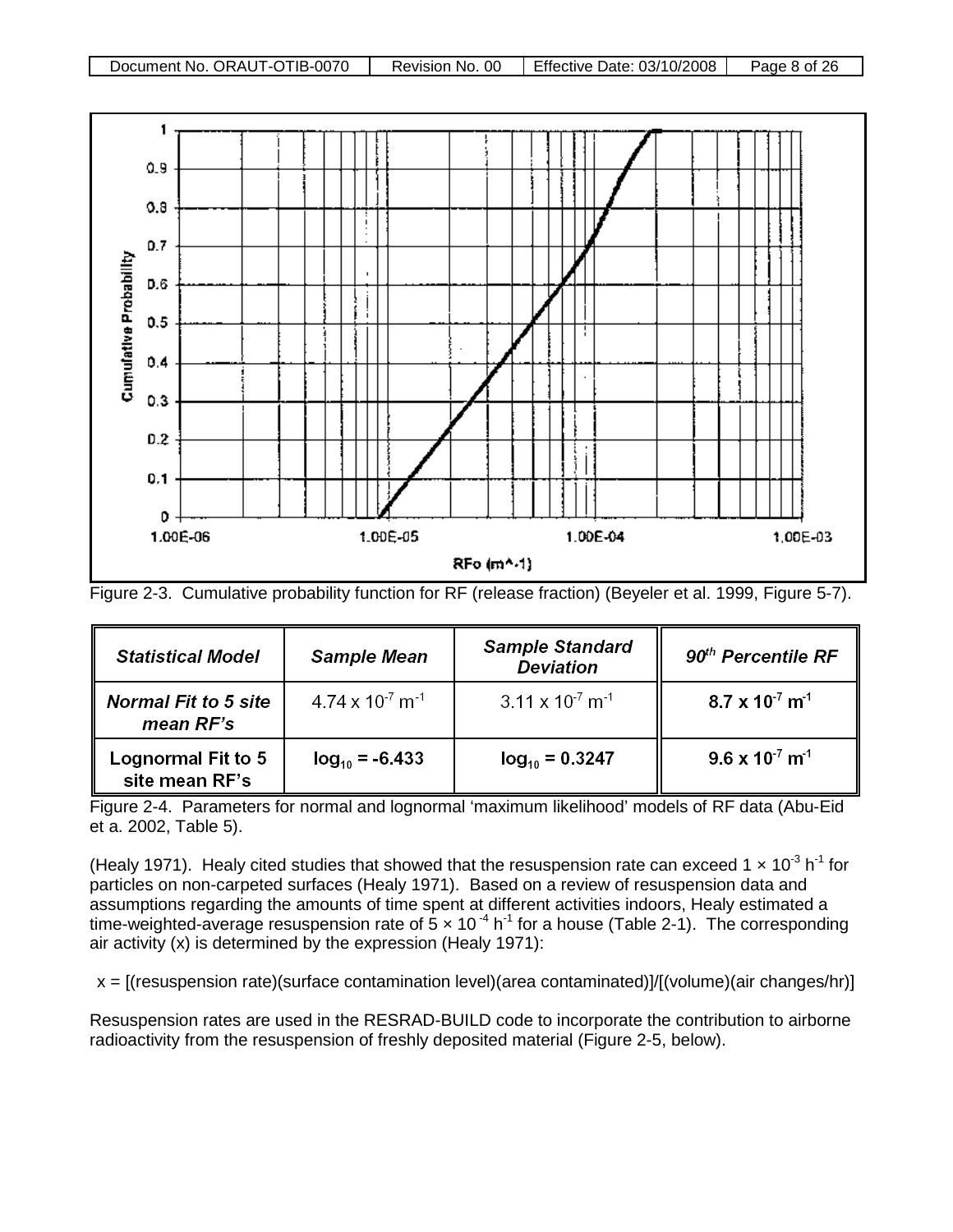Figure 2-3. Cumulative probability function for RF (release fraction) (Beyeler et al. 1999, Figure 5-7).

| *Statistical Model* | *Sample Mean* | *Sample Standard Deviation* | *90th Percentile RF* |
|---|---|---|---|
| ***Normal Fit to 5 site mean RF's*** | $4.74 \times 10^{-7}$ m$^{-1}$ | $3.11 \times 10^{-7}$ m$^{-1}$ | **$8.7 \times 10^{-7}$ m$^{-1}$** |
| **Lognormal Fit to 5 site mean RF's** | **$\log_{10} = -6.433$** | **$\log_{10} = 0.3247$** | **$9.6 \times 10^{-7}$ m$^{-1}$** |

Figure 2-4. Parameters for normal and lognormal 'maximum likelihood' models of RF data (Abu-Eid et a. 2002, Table 5).

(Healy 1971). Healy cited studies that showed that the resuspension rate can exceed $1 \times 10^{-3}$ h$^{-1}$ for particles on non-carpeted surfaces (Healy 1971). Based on a review of resuspension data and assumptions regarding the amounts of time spent at different activities indoors, Healy estimated a time-weighted-average resuspension rate of $5 \times 10^{-4}$ h$^{-1}$ for a house (Table 2-1). The corresponding air activity (x) is determined by the expression (Healy 1971):

x = [(resuspension rate)(surface contamination level)(area contaminated)]/[(volume)(air changes/hr)]

Resuspension rates are used in the RESRAD-BUILD code to incorporate the contribution to airborne radioactivity from the resuspension of freshly deposited material (Figure 2-5, below).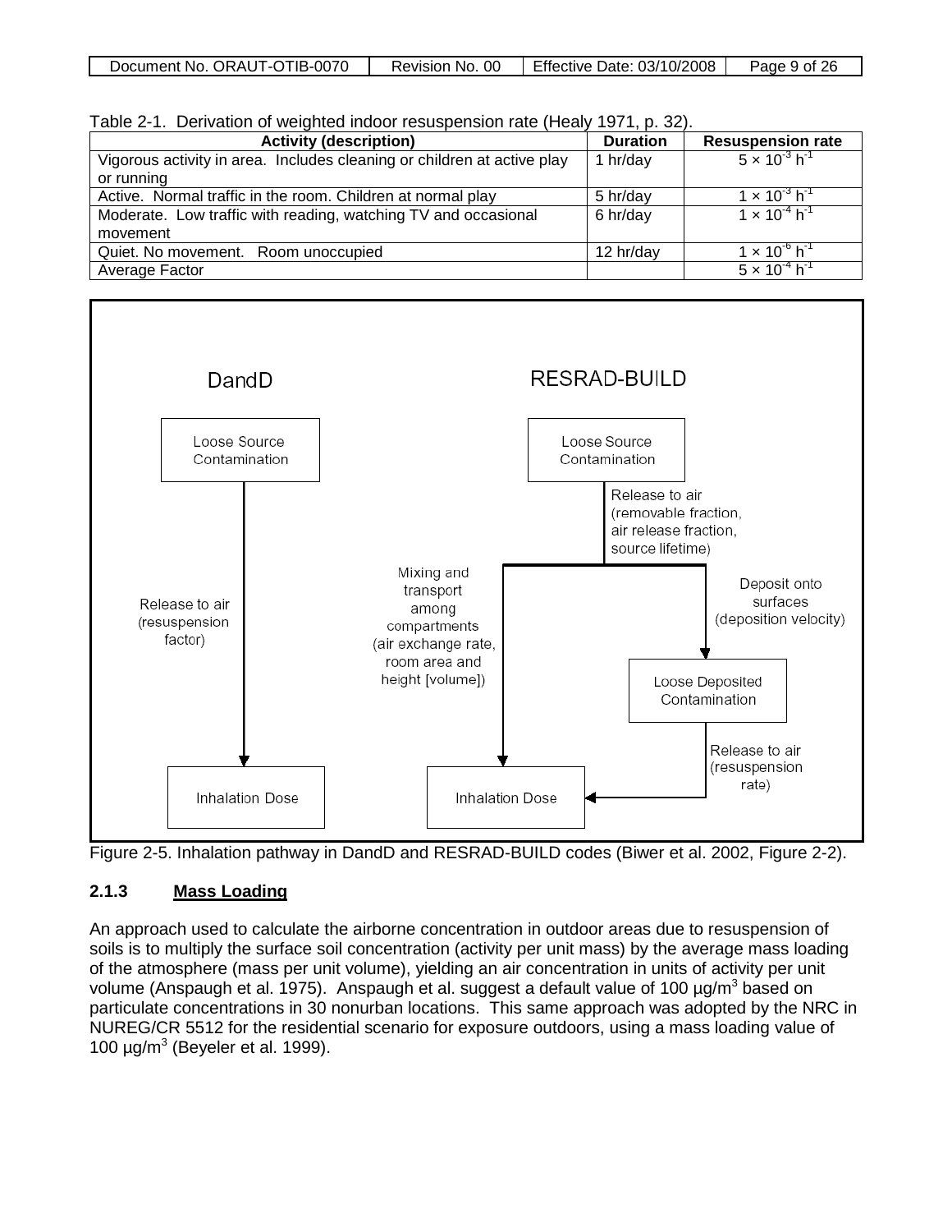Table 2-1. Derivation of weighted indoor resuspension rate (Healy 1971, p. 32).

| Activity (description) | Duration | Resuspension rate |
|---|---|---|
| Vigorous activity in area. Includes cleaning or children at active play or running | 1 hr/day | $5 \times 10^{-3}$ h$^{-1}$ |
| Active. Normal traffic in the room. Children at normal play | 5 hr/day | $1 \times 10^{-3}$ h$^{-1}$ |
| Moderate. Low traffic with reading, watching TV and occasional movement | 6 hr/day | $1 \times 10^{-4}$ h$^{-1}$ |
| Quiet. No movement. Room unoccupied | 12 hr/day | $1 \times 10^{-6}$ h$^{-1}$ |
| Average Factor | | $5 \times 10^{-4}$ h$^{-1}$ |

DandD

Loose Source Contamination → Release to air (resuspension factor) → Inhalation Dose

RESRAD-BUILD

Loose Source Contamination → Release to air (removable fraction, air release fraction, source lifetime) → Mixing and transport among compartments (air exchange rate, room area and height [volume]) → Inhalation Dose

Deposit onto surfaces (deposition velocity) → Loose Deposited Contamination → Release to air (resuspension rate) → Inhalation Dose

Figure 2-5. Inhalation pathway in DandD and RESRAD-BUILD codes (Biwer et al. 2002, Figure 2-2).

### 2.1.3 Mass Loading

An approach used to calculate the airborne concentration in outdoor areas due to resuspension of soils is to multiply the surface soil concentration (activity per unit mass) by the average mass loading of the atmosphere (mass per unit volume), yielding an air concentration in units of activity per unit volume (Anspaugh et al. 1975). Anspaugh et al. suggest a default value of 100 μg/m$^3$ based on particulate concentrations in 30 nonurban locations. This same approach was adopted by the NRC in NUREG/CR 5512 for the residential scenario for exposure outdoors, using a mass loading value of 100 μg/m$^3$ (Beyeler et al. 1999).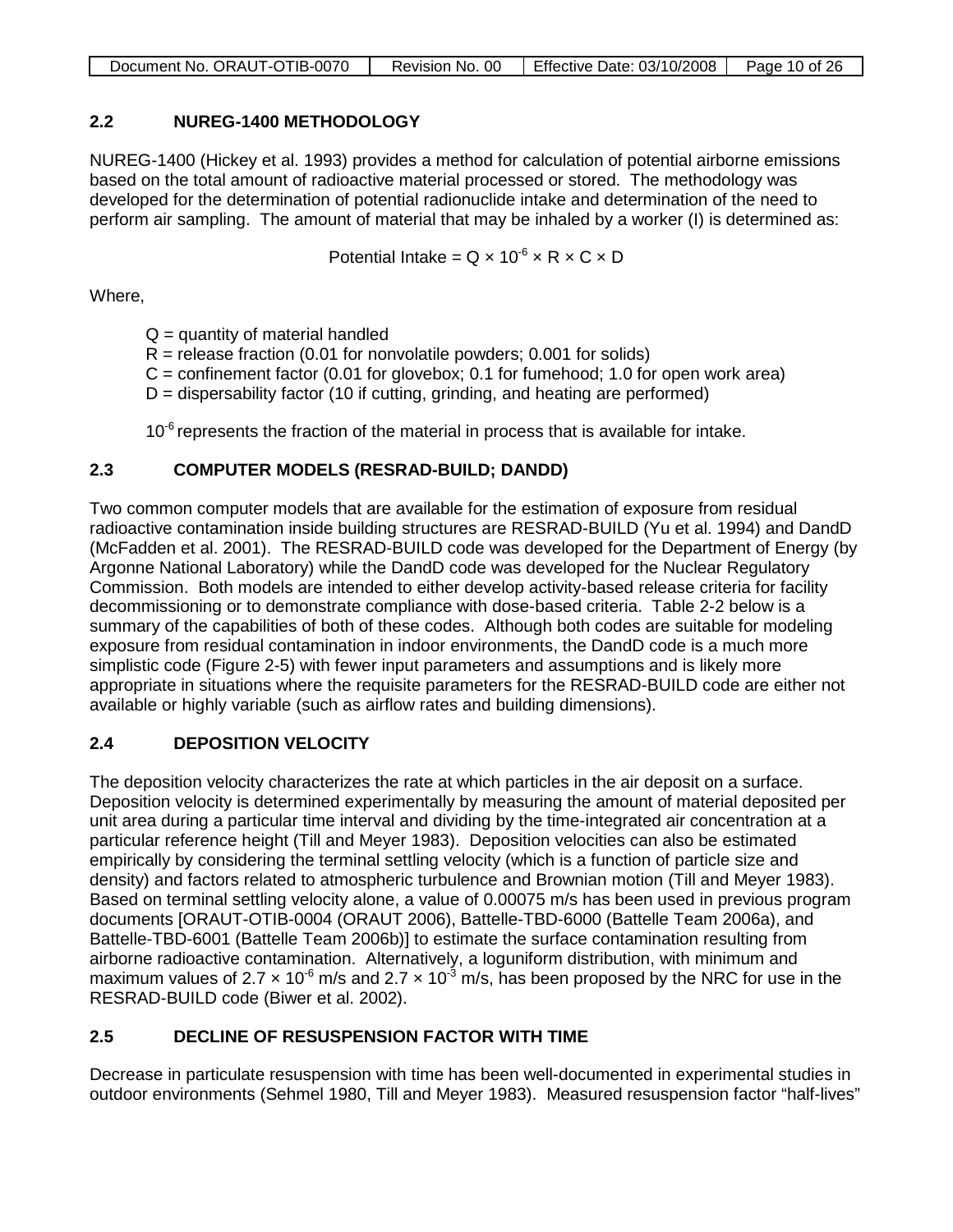## 2.2 NUREG-1400 METHODOLOGY

NUREG-1400 (Hickey et al. 1993) provides a method for calculation of potential airborne emissions based on the total amount of radioactive material processed or stored. The methodology was developed for the determination of potential radionuclide intake and determination of the need to perform air sampling. The amount of material that may be inhaled by a worker (I) is determined as:

$$\text{Potential Intake} = Q \times 10^{-6} \times R \times C \times D$$

Where,

- Q = quantity of material handled
- R = release fraction (0.01 for nonvolatile powders; 0.001 for solids)
- C = confinement factor (0.01 for glovebox; 0.1 for fumehood; 1.0 for open work area)
- D = dispersability factor (10 if cutting, grinding, and heating are performed)

$10^{-6}$ represents the fraction of the material in process that is available for intake.

## 2.3 COMPUTER MODELS (RESRAD-BUILD; DANDD)

Two common computer models that are available for the estimation of exposure from residual radioactive contamination inside building structures are RESRAD-BUILD (Yu et al. 1994) and DandD (McFadden et al. 2001). The RESRAD-BUILD code was developed for the Department of Energy (by Argonne National Laboratory) while the DandD code was developed for the Nuclear Regulatory Commission. Both models are intended to either develop activity-based release criteria for facility decommissioning or to demonstrate compliance with dose-based criteria. Table 2-2 below is a summary of the capabilities of both of these codes. Although both codes are suitable for modeling exposure from residual contamination in indoor environments, the DandD code is a much more simplistic code (Figure 2-5) with fewer input parameters and assumptions and is likely more appropriate in situations where the requisite parameters for the RESRAD-BUILD code are either not available or highly variable (such as airflow rates and building dimensions).

## 2.4 DEPOSITION VELOCITY

The deposition velocity characterizes the rate at which particles in the air deposit on a surface. Deposition velocity is determined experimentally by measuring the amount of material deposited per unit area during a particular time interval and dividing by the time-integrated air concentration at a particular reference height (Till and Meyer 1983). Deposition velocities can also be estimated empirically by considering the terminal settling velocity (which is a function of particle size and density) and factors related to atmospheric turbulence and Brownian motion (Till and Meyer 1983). Based on terminal settling velocity alone, a value of 0.00075 m/s has been used in previous program documents [ORAUT-OTIB-0004 (ORAUT 2006), Battelle-TBD-6000 (Battelle Team 2006a), and Battelle-TBD-6001 (Battelle Team 2006b)] to estimate the surface contamination resulting from airborne radioactive contamination. Alternatively, a loguniform distribution, with minimum and maximum values of $2.7 \times 10^{-6}$ m/s and $2.7 \times 10^{-3}$ m/s, has been proposed by the NRC for use in the RESRAD-BUILD code (Biwer et al. 2002).

## 2.5 DECLINE OF RESUSPENSION FACTOR WITH TIME

Decrease in particulate resuspension with time has been well-documented in experimental studies in outdoor environments (Sehmel 1980, Till and Meyer 1983). Measured resuspension factor "half-lives"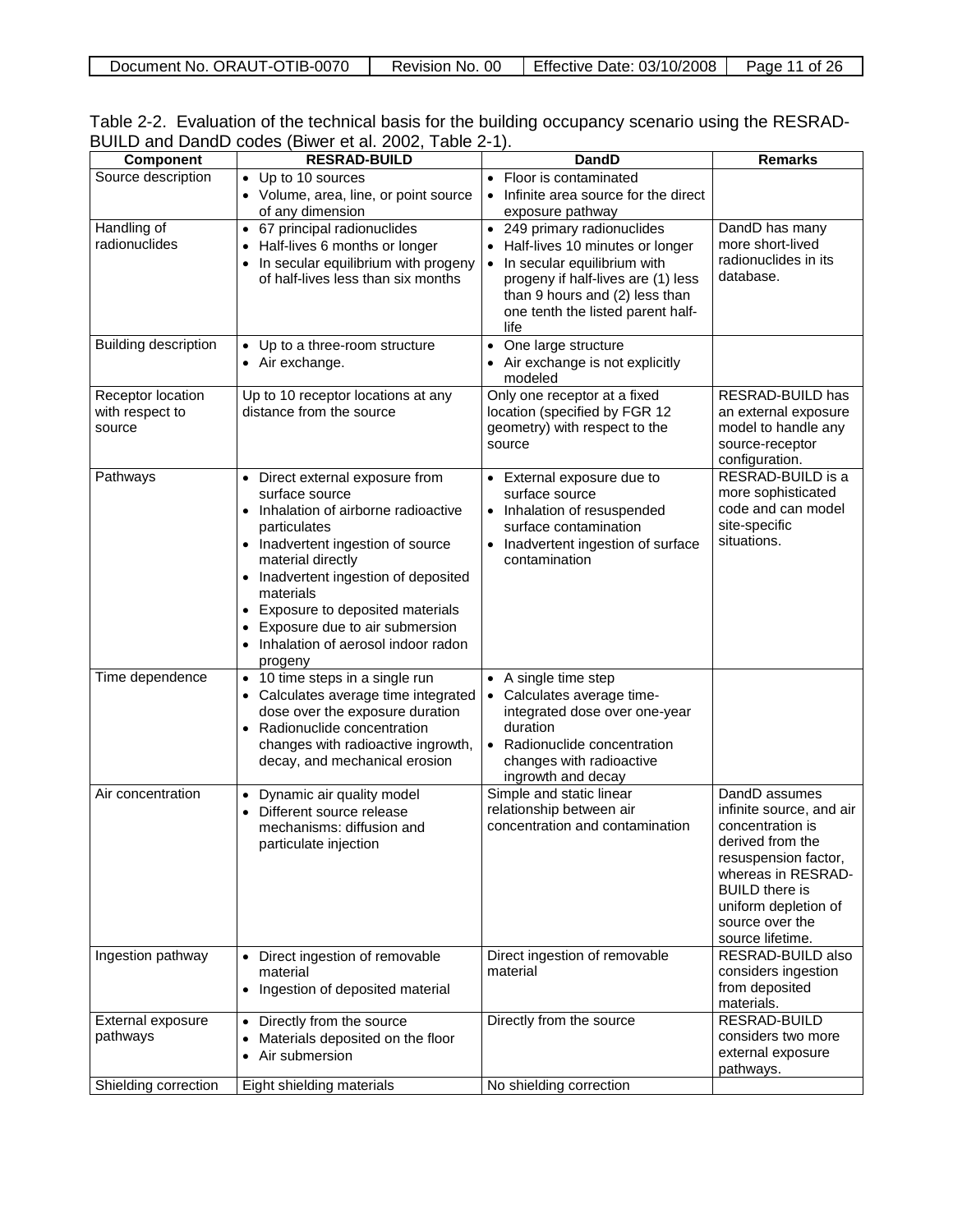Table 2-2. Evaluation of the technical basis for the building occupancy scenario using the RESRAD-BUILD and DandD codes (Biwer et al. 2002, Table 2-1).

| Component | RESRAD-BUILD | DandD | Remarks |
|---|---|---|---|
| Source description | • Up to 10 sources<br>• Volume, area, line, or point source of any dimension | • Floor is contaminated<br>• Infinite area source for the direct exposure pathway | |
| Handling of radionuclides | • 67 principal radionuclides<br>• Half-lives 6 months or longer<br>• In secular equilibrium with progeny of half-lives less than six months | • 249 primary radionuclides<br>• Half-lives 10 minutes or longer<br>• In secular equilibrium with progeny if half-lives are (1) less than 9 hours and (2) less than one tenth the listed parent half-life | DandD has many more short-lived radionuclides in its database. |
| Building description | • Up to a three-room structure<br>• Air exchange. | • One large structure<br>• Air exchange is not explicitly modeled | |
| Receptor location with respect to source | Up to 10 receptor locations at any distance from the source | Only one receptor at a fixed location (specified by FGR 12 geometry) with respect to the source | RESRAD-BUILD has an external exposure model to handle any source-receptor configuration. |
| Pathways | • Direct external exposure from surface source<br>• Inhalation of airborne radioactive particulates<br>• Inadvertent ingestion of source material directly<br>• Inadvertent ingestion of deposited materials<br>• Exposure to deposited materials<br>• Exposure due to air submersion<br>• Inhalation of aerosol indoor radon progeny | • External exposure due to surface source<br>• Inhalation of resuspended surface contamination<br>• Inadvertent ingestion of surface contamination | RESRAD-BUILD is a more sophisticated code and can model site-specific situations. |
| Time dependence | • 10 time steps in a single run<br>• Calculates average time integrated dose over the exposure duration<br>• Radionuclide concentration changes with radioactive ingrowth, decay, and mechanical erosion | • A single time step<br>• Calculates average time-integrated dose over one-year duration<br>• Radionuclide concentration changes with radioactive ingrowth and decay | |
| Air concentration | • Dynamic air quality model<br>• Different source release mechanisms: diffusion and particulate injection | Simple and static linear relationship between air concentration and contamination | DandD assumes infinite source, and air concentration is derived from the resuspension factor, whereas in RESRAD-BUILD there is uniform depletion of source over the source lifetime. |
| Ingestion pathway | • Direct ingestion of removable material<br>• Ingestion of deposited material | Direct ingestion of removable material | RESRAD-BUILD also considers ingestion from deposited materials. |
| External exposure pathways | • Directly from the source<br>• Materials deposited on the floor<br>• Air submersion | Directly from the source | RESRAD-BUILD considers two more external exposure pathways. |
| Shielding correction | Eight shielding materials | No shielding correction | |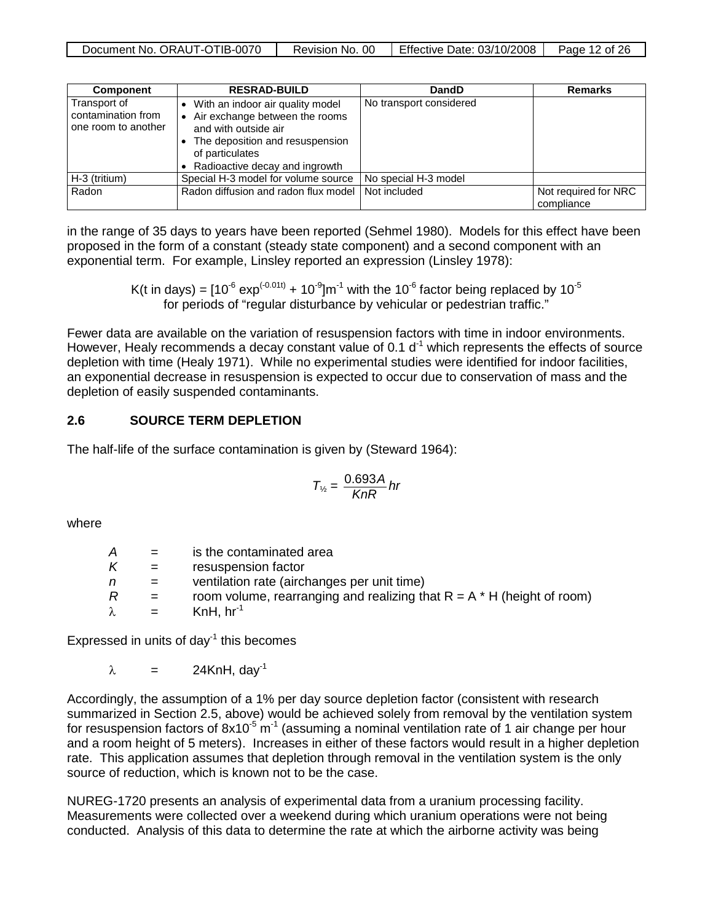| Component | RESRAD-BUILD | DandD | Remarks |
|---|---|---|---|
| Transport of contamination from one room to another | • With an indoor air quality model<br>• Air exchange between the rooms and with outside air<br>• The deposition and resuspension of particulates<br>• Radioactive decay and ingrowth | No transport considered | |
| H-3 (tritium) | Special H-3 model for volume source | No special H-3 model | |
| Radon | Radon diffusion and radon flux model | Not included | Not required for NRC compliance |

in the range of 35 days to years have been reported (Sehmel 1980). Models for this effect have been proposed in the form of a constant (steady state component) and a second component with an exponential term. For example, Linsley reported an expression (Linsley 1978):

$$K(\text{t in days}) = [10^{-6} \exp^{(-0.01t)} + 10^{-9}]\text{m}^{-1}$$ with the $10^{-6}$ factor being replaced by $10^{-5}$ for periods of "regular disturbance by vehicular or pedestrian traffic."

Fewer data are available on the variation of resuspension factors with time in indoor environments. However, Healy recommends a decay constant value of 0.1 $d^{-1}$ which represents the effects of source depletion with time (Healy 1971). While no experimental studies were identified for indoor facilities, an exponential decrease in resuspension is expected to occur due to conservation of mass and the depletion of easily suspended contaminants.

## 2.6 SOURCE TERM DEPLETION

The half-life of the surface contamination is given by (Steward 1964):

$$T_{½} = \frac{0.693A}{KnR}hr$$

where

- $A$ = is the contaminated area
- $K$ = resuspension factor
- $n$ = ventilation rate (airchanges per unit time)
- $R$ = room volume, rearranging and realizing that R = A * H (height of room)
- $\lambda$ = KnH, $hr^{-1}$

Expressed in units of $day^{-1}$ this becomes

$\lambda$ = 24KnH, $day^{-1}$

Accordingly, the assumption of a 1% per day source depletion factor (consistent with research summarized in Section 2.5, above) would be achieved solely from removal by the ventilation system for resuspension factors of $8\text{x}10^{-5}$ $m^{-1}$ (assuming a nominal ventilation rate of 1 air change per hour and a room height of 5 meters). Increases in either of these factors would result in a higher depletion rate. This application assumes that depletion through removal in the ventilation system is the only source of reduction, which is known not to be the case.

NUREG-1720 presents an analysis of experimental data from a uranium processing facility. Measurements were collected over a weekend during which uranium operations were not being conducted. Analysis of this data to determine the rate at which the airborne activity was being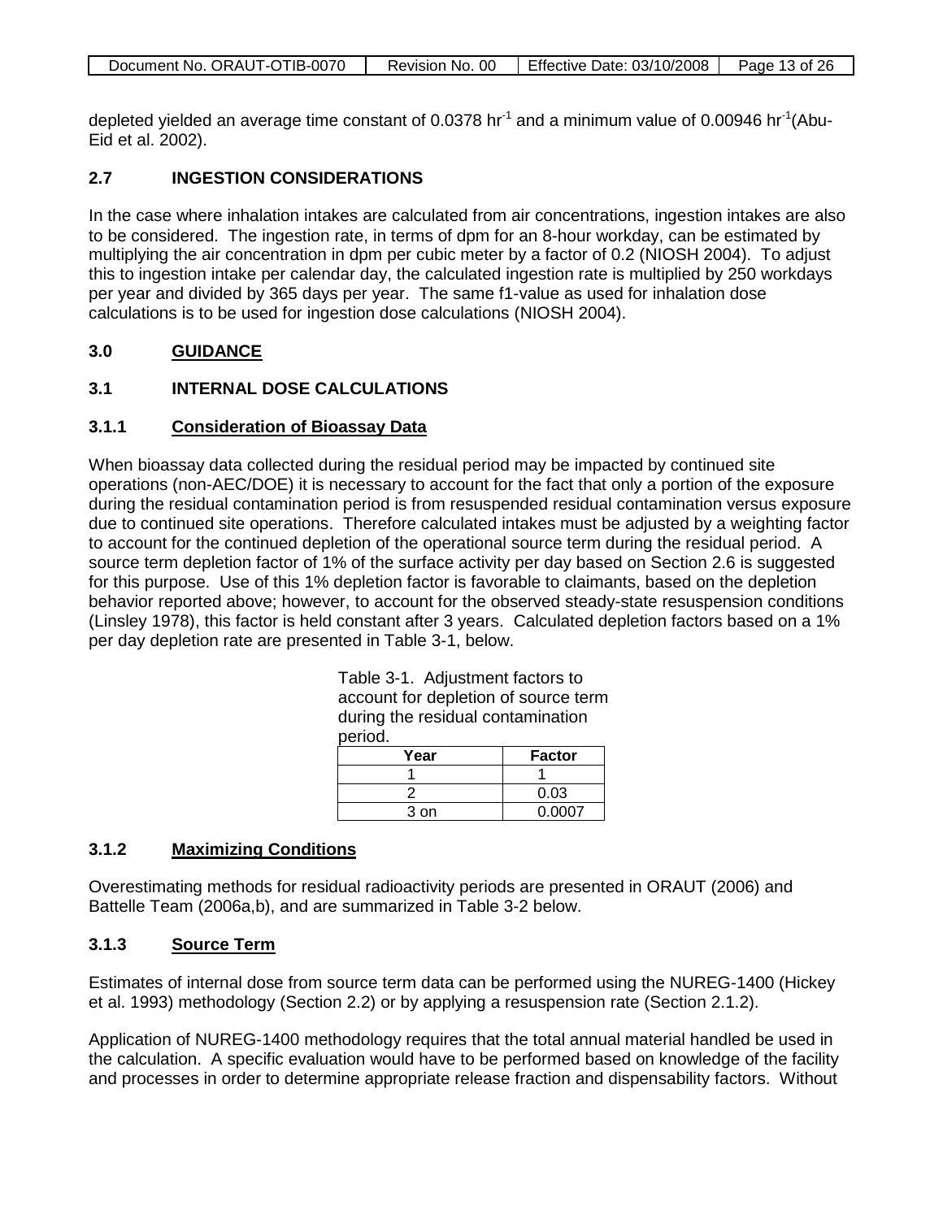depleted yielded an average time constant of 0.0378 $hr^{-1}$ and a minimum value of 0.00946 $hr^{-1}$(Abu-Eid et al. 2002).

## 2.7 INGESTION CONSIDERATIONS

In the case where inhalation intakes are calculated from air concentrations, ingestion intakes are also to be considered. The ingestion rate, in terms of dpm for an 8-hour workday, can be estimated by multiplying the air concentration in dpm per cubic meter by a factor of 0.2 (NIOSH 2004). To adjust this to ingestion intake per calendar day, the calculated ingestion rate is multiplied by 250 workdays per year and divided by 365 days per year. The same f1-value as used for inhalation dose calculations is to be used for ingestion dose calculations (NIOSH 2004).

# 3.0 GUIDANCE

## 3.1 INTERNAL DOSE CALCULATIONS

### 3.1.1 Consideration of Bioassay Data

When bioassay data collected during the residual period may be impacted by continued site operations (non-AEC/DOE) it is necessary to account for the fact that only a portion of the exposure during the residual contamination period is from resuspended residual contamination versus exposure due to continued site operations. Therefore calculated intakes must be adjusted by a weighting factor to account for the continued depletion of the operational source term during the residual period. A source term depletion factor of 1% of the surface activity per day based on Section 2.6 is suggested for this purpose. Use of this 1% depletion factor is favorable to claimants, based on the depletion behavior reported above; however, to account for the observed steady-state resuspension conditions (Linsley 1978), this factor is held constant after 3 years. Calculated depletion factors based on a 1% per day depletion rate are presented in Table 3-1, below.

Table 3-1. Adjustment factors to account for depletion of source term during the residual contamination period.

| Year | Factor |
|---|---|
| 1 | 1 |
| 2 | 0.03 |
| 3 on | 0.0007 |

### 3.1.2 Maximizing Conditions

Overestimating methods for residual radioactivity periods are presented in ORAUT (2006) and Battelle Team (2006a,b), and are summarized in Table 3-2 below.

### 3.1.3 Source Term

Estimates of internal dose from source term data can be performed using the NUREG-1400 (Hickey et al. 1993) methodology (Section 2.2) or by applying a resuspension rate (Section 2.1.2).

Application of NUREG-1400 methodology requires that the total annual material handled be used in the calculation. A specific evaluation would have to be performed based on knowledge of the facility and processes in order to determine appropriate release fraction and dispensability factors. Without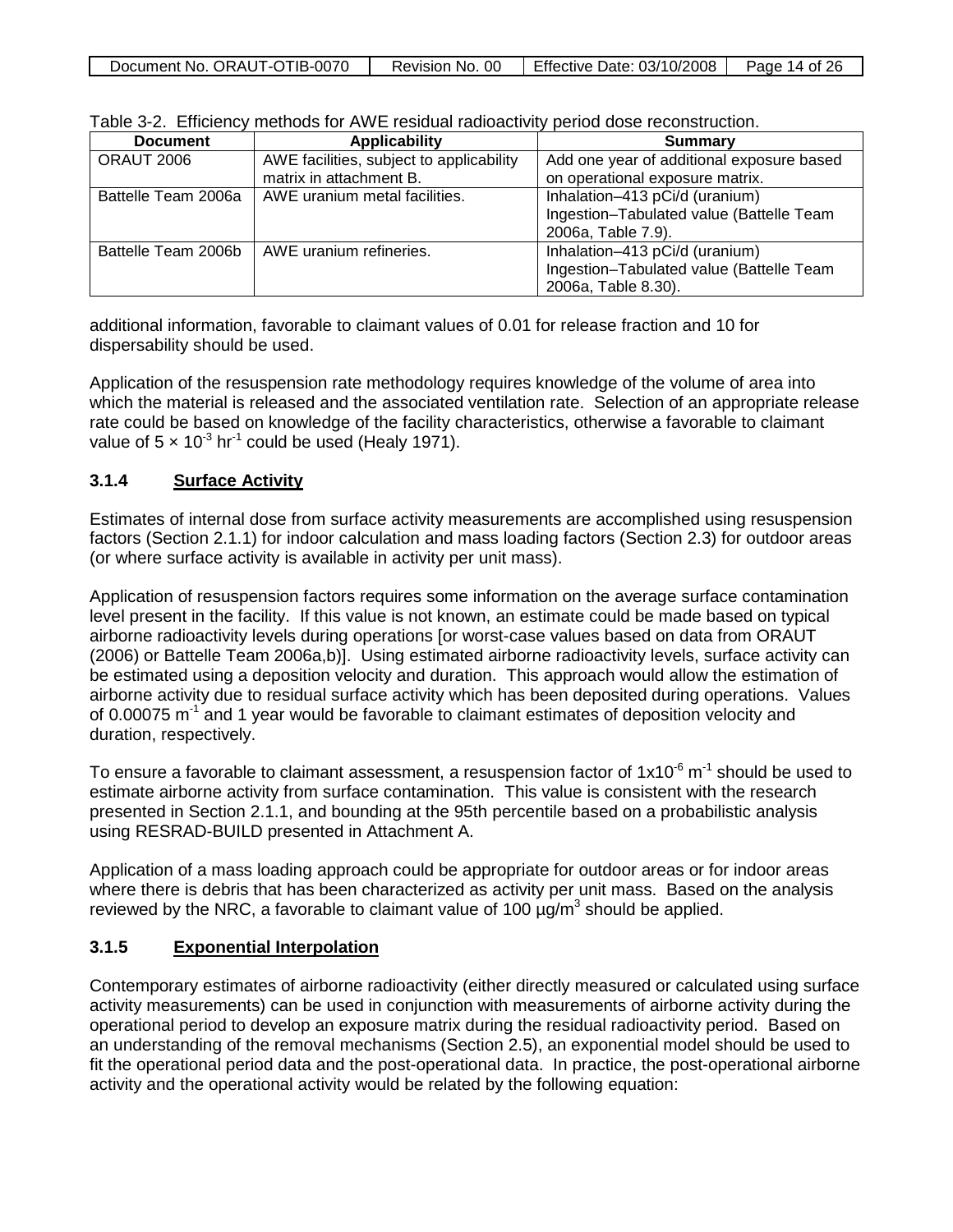Table 3-2. Efficiency methods for AWE residual radioactivity period dose reconstruction.

| Document | Applicability | Summary |
|---|---|---|
| ORAUT 2006 | AWE facilities, subject to applicability matrix in attachment B. | Add one year of additional exposure based on operational exposure matrix. |
| Battelle Team 2006a | AWE uranium metal facilities. | Inhalation–413 pCi/d (uranium) Ingestion–Tabulated value (Battelle Team 2006a, Table 7.9). |
| Battelle Team 2006b | AWE uranium refineries. | Inhalation–413 pCi/d (uranium) Ingestion–Tabulated value (Battelle Team 2006a, Table 8.30). |

additional information, favorable to claimant values of 0.01 for release fraction and 10 for dispersability should be used.

Application of the resuspension rate methodology requires knowledge of the volume of area into which the material is released and the associated ventilation rate. Selection of an appropriate release rate could be based on knowledge of the facility characteristics, otherwise a favorable to claimant value of $5 \times 10^{-3}$ $hr^{-1}$ could be used (Healy 1971).

### 3.1.4 Surface Activity

Estimates of internal dose from surface activity measurements are accomplished using resuspension factors (Section 2.1.1) for indoor calculation and mass loading factors (Section 2.3) for outdoor areas (or where surface activity is available in activity per unit mass).

Application of resuspension factors requires some information on the average surface contamination level present in the facility. If this value is not known, an estimate could be made based on typical airborne radioactivity levels during operations [or worst-case values based on data from ORAUT (2006) or Battelle Team 2006a,b)]. Using estimated airborne radioactivity levels, surface activity can be estimated using a deposition velocity and duration. This approach would allow the estimation of airborne activity due to residual surface activity which has been deposited during operations. Values of 0.00075 $m^{-1}$ and 1 year would be favorable to claimant estimates of deposition velocity and duration, respectively.

To ensure a favorable to claimant assessment, a resuspension factor of $1 \times 10^{-6}$ $m^{-1}$ should be used to estimate airborne activity from surface contamination. This value is consistent with the research presented in Section 2.1.1, and bounding at the 95th percentile based on a probabilistic analysis using RESRAD-BUILD presented in Attachment A.

Application of a mass loading approach could be appropriate for outdoor areas or for indoor areas where there is debris that has been characterized as activity per unit mass. Based on the analysis reviewed by the NRC, a favorable to claimant value of 100 $\mu g/m^3$ should be applied.

### 3.1.5 Exponential Interpolation

Contemporary estimates of airborne radioactivity (either directly measured or calculated using surface activity measurements) can be used in conjunction with measurements of airborne activity during the operational period to develop an exposure matrix during the residual radioactivity period. Based on an understanding of the removal mechanisms (Section 2.5), an exponential model should be used to fit the operational period data and the post-operational data. In practice, the post-operational airborne activity and the operational activity would be related by the following equation: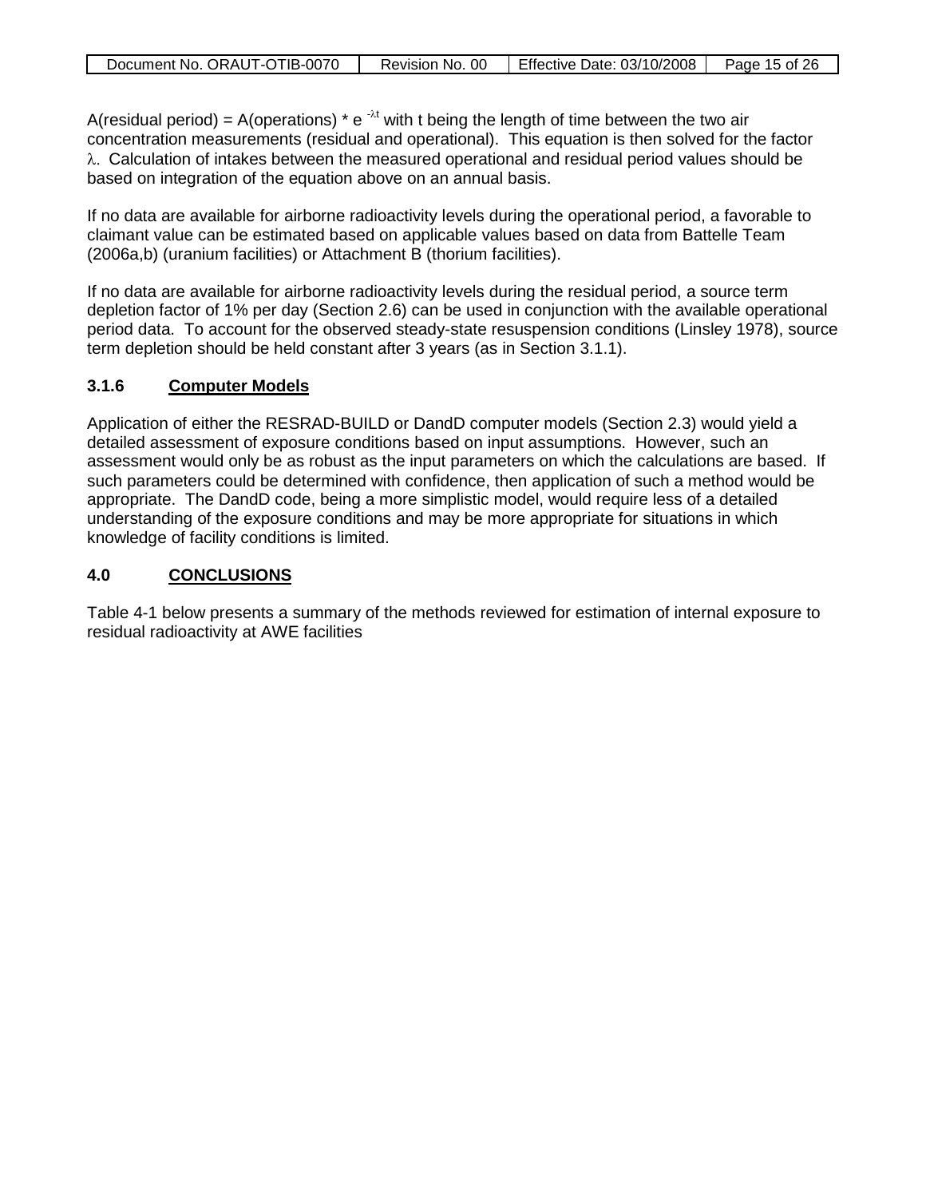A(residual period) = A(operations) * $e^{-\lambda t}$ with t being the length of time between the two air concentration measurements (residual and operational). This equation is then solved for the factor $\lambda$. Calculation of intakes between the measured operational and residual period values should be based on integration of the equation above on an annual basis.

If no data are available for airborne radioactivity levels during the operational period, a favorable to claimant value can be estimated based on applicable values based on data from Battelle Team (2006a,b) (uranium facilities) or Attachment B (thorium facilities).

If no data are available for airborne radioactivity levels during the residual period, a source term depletion factor of 1% per day (Section 2.6) can be used in conjunction with the available operational period data. To account for the observed steady-state resuspension conditions (Linsley 1978), source term depletion should be held constant after 3 years (as in Section 3.1.1).

### 3.1.6 Computer Models

Application of either the RESRAD-BUILD or DandD computer models (Section 2.3) would yield a detailed assessment of exposure conditions based on input assumptions. However, such an assessment would only be as robust as the input parameters on which the calculations are based. If such parameters could be determined with confidence, then application of such a method would be appropriate. The DandD code, being a more simplistic model, would require less of a detailed understanding of the exposure conditions and may be more appropriate for situations in which knowledge of facility conditions is limited.

## 4.0 CONCLUSIONS

Table 4-1 below presents a summary of the methods reviewed for estimation of internal exposure to residual radioactivity at AWE facilities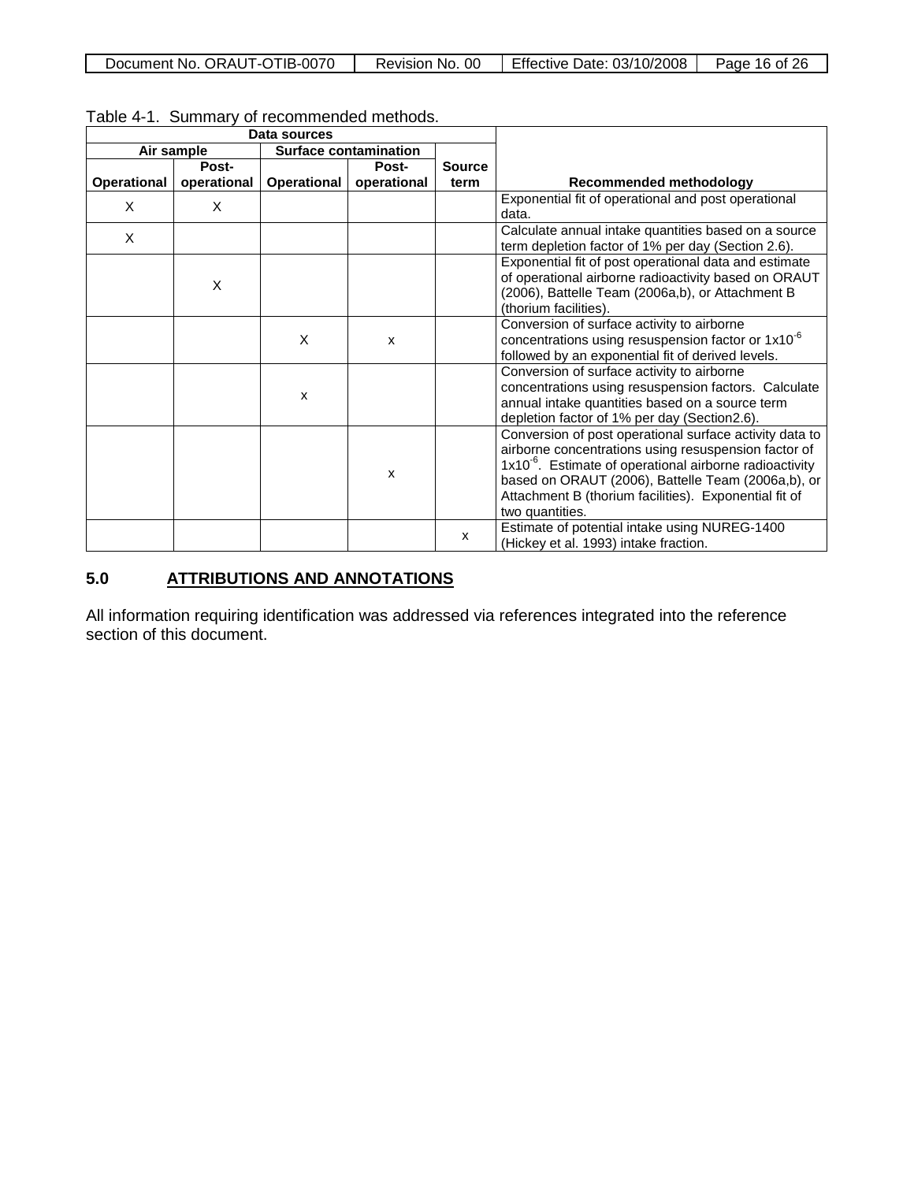Table 4-1. Summary of recommended methods.

| Data sources | | | | | |
|---|---|---|---|---|---|
| Air sample | | Surface contamination | | | |
| Operational | Post-operational | Operational | Post-operational | Source term | Recommended methodology |
| X | X | | | | Exponential fit of operational and post operational data. |
| X | | | | | Calculate annual intake quantities based on a source term depletion factor of 1% per day (Section 2.6). |
| | X | | | | Exponential fit of post operational data and estimate of operational airborne radioactivity based on ORAUT (2006), Battelle Team (2006a,b), or Attachment B (thorium facilities). |
| | | X | x | | Conversion of surface activity to airborne concentrations using resuspension factor or $1x10^{-6}$ followed by an exponential fit of derived levels. |
| | | x | | | Conversion of surface activity to airborne concentrations using resuspension factors. Calculate annual intake quantities based on a source term depletion factor of 1% per day (Section2.6). |
| | | | x | | Conversion of post operational surface activity data to airborne concentrations using resuspension factor of $1x10^{-6}$. Estimate of operational airborne radioactivity based on ORAUT (2006), Battelle Team (2006a,b), or Attachment B (thorium facilities). Exponential fit of two quantities. |
| | | | | x | Estimate of potential intake using NUREG-1400 (Hickey et al. 1993) intake fraction. |

## 5.0 ATTRIBUTIONS AND ANNOTATIONS

All information requiring identification was addressed via references integrated into the reference section of this document.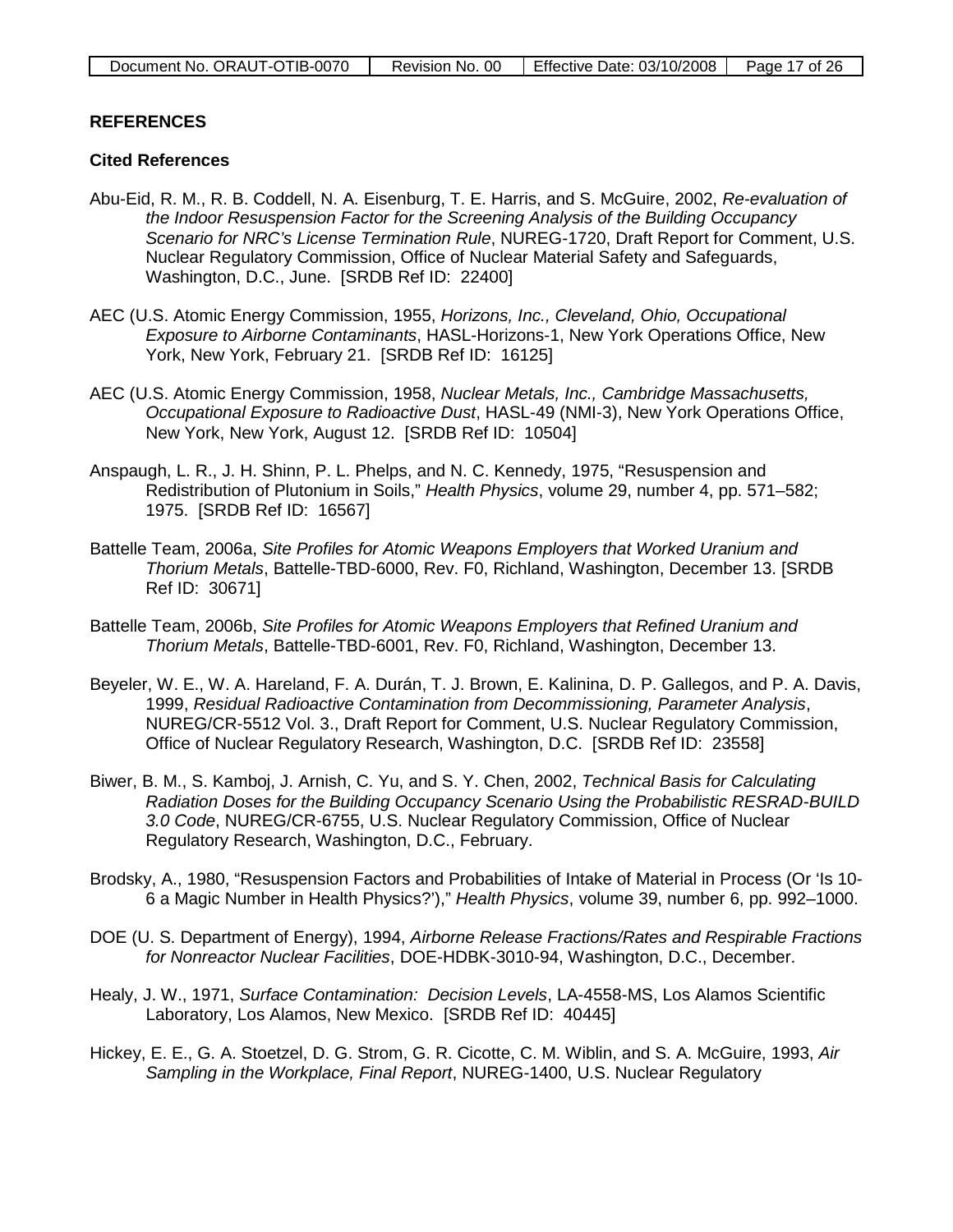## REFERENCES

### Cited References

Abu-Eid, R. M., R. B. Coddell, N. A. Eisenburg, T. E. Harris, and S. McGuire, 2002, *Re-evaluation of the Indoor Resuspension Factor for the Screening Analysis of the Building Occupancy Scenario for NRC's License Termination Rule*, NUREG-1720, Draft Report for Comment, U.S. Nuclear Regulatory Commission, Office of Nuclear Material Safety and Safeguards, Washington, D.C., June. [SRDB Ref ID: 22400]

AEC (U.S. Atomic Energy Commission, 1955, *Horizons, Inc., Cleveland, Ohio, Occupational Exposure to Airborne Contaminants*, HASL-Horizons-1, New York Operations Office, New York, New York, February 21. [SRDB Ref ID: 16125]

AEC (U.S. Atomic Energy Commission, 1958, *Nuclear Metals, Inc., Cambridge Massachusetts, Occupational Exposure to Radioactive Dust*, HASL-49 (NMI-3), New York Operations Office, New York, New York, August 12. [SRDB Ref ID: 10504]

Anspaugh, L. R., J. H. Shinn, P. L. Phelps, and N. C. Kennedy, 1975, "Resuspension and Redistribution of Plutonium in Soils," *Health Physics*, volume 29, number 4, pp. 571–582; 1975. [SRDB Ref ID: 16567]

Battelle Team, 2006a, *Site Profiles for Atomic Weapons Employers that Worked Uranium and Thorium Metals*, Battelle-TBD-6000, Rev. F0, Richland, Washington, December 13. [SRDB Ref ID: 30671]

Battelle Team, 2006b, *Site Profiles for Atomic Weapons Employers that Refined Uranium and Thorium Metals*, Battelle-TBD-6001, Rev. F0, Richland, Washington, December 13.

Beyeler, W. E., W. A. Hareland, F. A. Durán, T. J. Brown, E. Kalinina, D. P. Gallegos, and P. A. Davis, 1999, *Residual Radioactive Contamination from Decommissioning, Parameter Analysis*, NUREG/CR-5512 Vol. 3., Draft Report for Comment, U.S. Nuclear Regulatory Commission, Office of Nuclear Regulatory Research, Washington, D.C. [SRDB Ref ID: 23558]

Biwer, B. M., S. Kamboj, J. Arnish, C. Yu, and S. Y. Chen, 2002, *Technical Basis for Calculating Radiation Doses for the Building Occupancy Scenario Using the Probabilistic RESRAD-BUILD 3.0 Code*, NUREG/CR-6755, U.S. Nuclear Regulatory Commission, Office of Nuclear Regulatory Research, Washington, D.C., February.

Brodsky, A., 1980, "Resuspension Factors and Probabilities of Intake of Material in Process (Or 'Is 10-6 a Magic Number in Health Physics?')," *Health Physics*, volume 39, number 6, pp. 992–1000.

DOE (U. S. Department of Energy), 1994, *Airborne Release Fractions/Rates and Respirable Fractions for Nonreactor Nuclear Facilities*, DOE-HDBK-3010-94, Washington, D.C., December.

Healy, J. W., 1971, *Surface Contamination: Decision Levels*, LA-4558-MS, Los Alamos Scientific Laboratory, Los Alamos, New Mexico. [SRDB Ref ID: 40445]

Hickey, E. E., G. A. Stoetzel, D. G. Strom, G. R. Cicotte, C. M. Wiblin, and S. A. McGuire, 1993, *Air Sampling in the Workplace, Final Report*, NUREG-1400, U.S. Nuclear Regulatory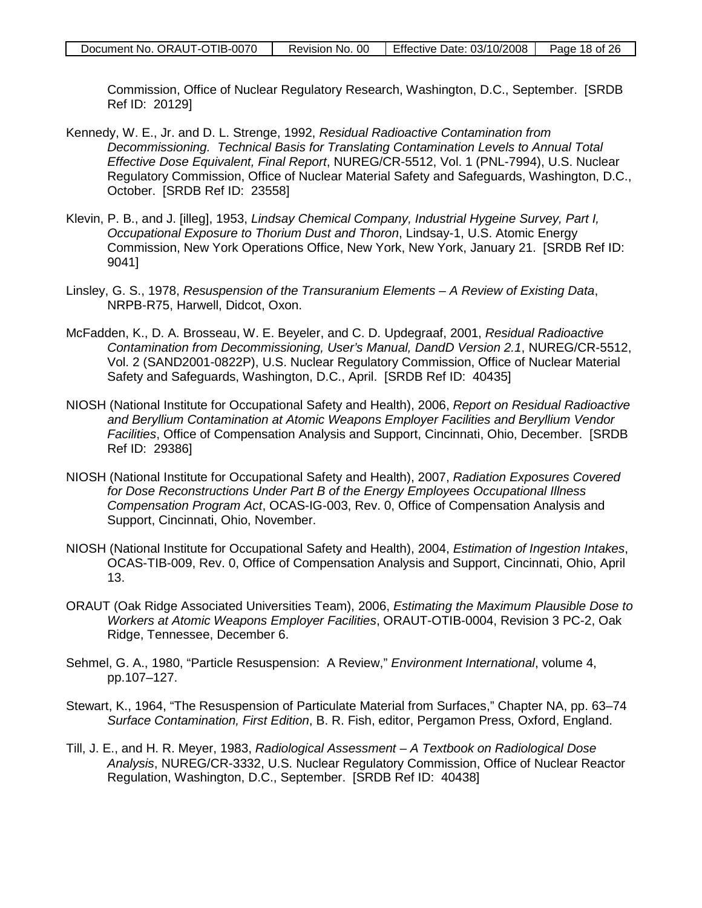Commission, Office of Nuclear Regulatory Research, Washington, D.C., September. [SRDB Ref ID: 20129]

Kennedy, W. E., Jr. and D. L. Strenge, 1992, *Residual Radioactive Contamination from Decommissioning. Technical Basis for Translating Contamination Levels to Annual Total Effective Dose Equivalent, Final Report*, NUREG/CR-5512, Vol. 1 (PNL-7994), U.S. Nuclear Regulatory Commission, Office of Nuclear Material Safety and Safeguards, Washington, D.C., October. [SRDB Ref ID: 23558]

Klevin, P. B., and J. [illeg], 1953, *Lindsay Chemical Company, Industrial Hygeine Survey, Part I, Occupational Exposure to Thorium Dust and Thoron*, Lindsay-1, U.S. Atomic Energy Commission, New York Operations Office, New York, New York, January 21. [SRDB Ref ID: 9041]

Linsley, G. S., 1978, *Resuspension of the Transuranium Elements – A Review of Existing Data*, NRPB-R75, Harwell, Didcot, Oxon.

McFadden, K., D. A. Brosseau, W. E. Beyeler, and C. D. Updegraaf, 2001, *Residual Radioactive Contamination from Decommissioning, User's Manual, DandD Version 2.1*, NUREG/CR-5512, Vol. 2 (SAND2001-0822P), U.S. Nuclear Regulatory Commission, Office of Nuclear Material Safety and Safeguards, Washington, D.C., April. [SRDB Ref ID: 40435]

NIOSH (National Institute for Occupational Safety and Health), 2006, *Report on Residual Radioactive and Beryllium Contamination at Atomic Weapons Employer Facilities and Beryllium Vendor Facilities*, Office of Compensation Analysis and Support, Cincinnati, Ohio, December. [SRDB Ref ID: 29386]

NIOSH (National Institute for Occupational Safety and Health), 2007, *Radiation Exposures Covered for Dose Reconstructions Under Part B of the Energy Employees Occupational Illness Compensation Program Act*, OCAS-IG-003, Rev. 0, Office of Compensation Analysis and Support, Cincinnati, Ohio, November.

NIOSH (National Institute for Occupational Safety and Health), 2004, *Estimation of Ingestion Intakes*, OCAS-TIB-009, Rev. 0, Office of Compensation Analysis and Support, Cincinnati, Ohio, April 13.

ORAUT (Oak Ridge Associated Universities Team), 2006, *Estimating the Maximum Plausible Dose to Workers at Atomic Weapons Employer Facilities*, ORAUT-OTIB-0004, Revision 3 PC-2, Oak Ridge, Tennessee, December 6.

Sehmel, G. A., 1980, "Particle Resuspension: A Review," *Environment International*, volume 4, pp.107–127.

Stewart, K., 1964, "The Resuspension of Particulate Material from Surfaces," Chapter NA, pp. 63–74 *Surface Contamination, First Edition*, B. R. Fish, editor, Pergamon Press, Oxford, England.

Till, J. E., and H. R. Meyer, 1983, *Radiological Assessment – A Textbook on Radiological Dose Analysis*, NUREG/CR-3332, U.S. Nuclear Regulatory Commission, Office of Nuclear Reactor Regulation, Washington, D.C., September. [SRDB Ref ID: 40438]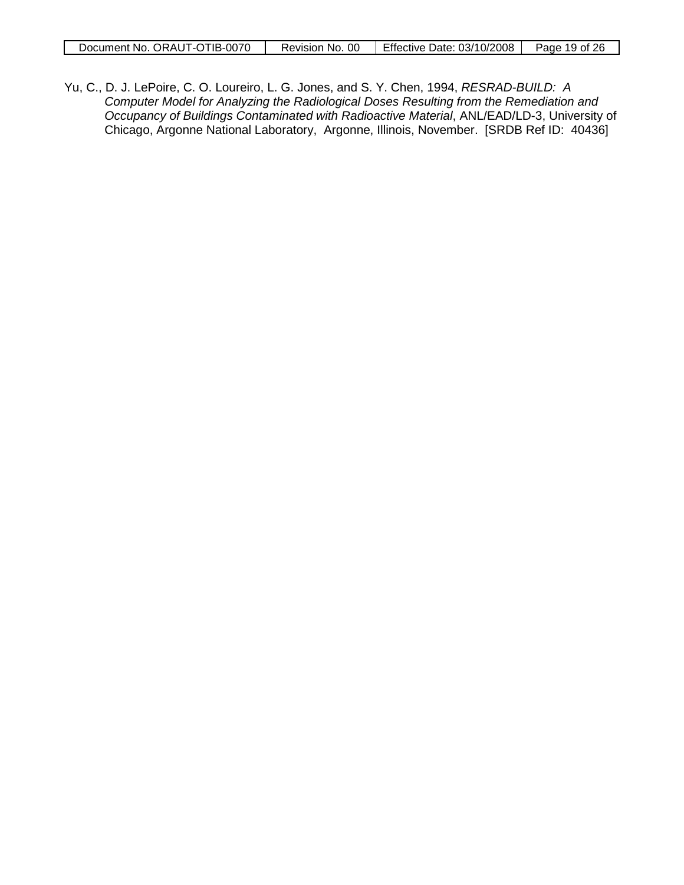Yu, C., D. J. LePoire, C. O. Loureiro, L. G. Jones, and S. Y. Chen, 1994, *RESRAD-BUILD: A Computer Model for Analyzing the Radiological Doses Resulting from the Remediation and Occupancy of Buildings Contaminated with Radioactive Material*, ANL/EAD/LD-3, University of Chicago, Argonne National Laboratory, Argonne, Illinois, November. [SRDB Ref ID: 40436]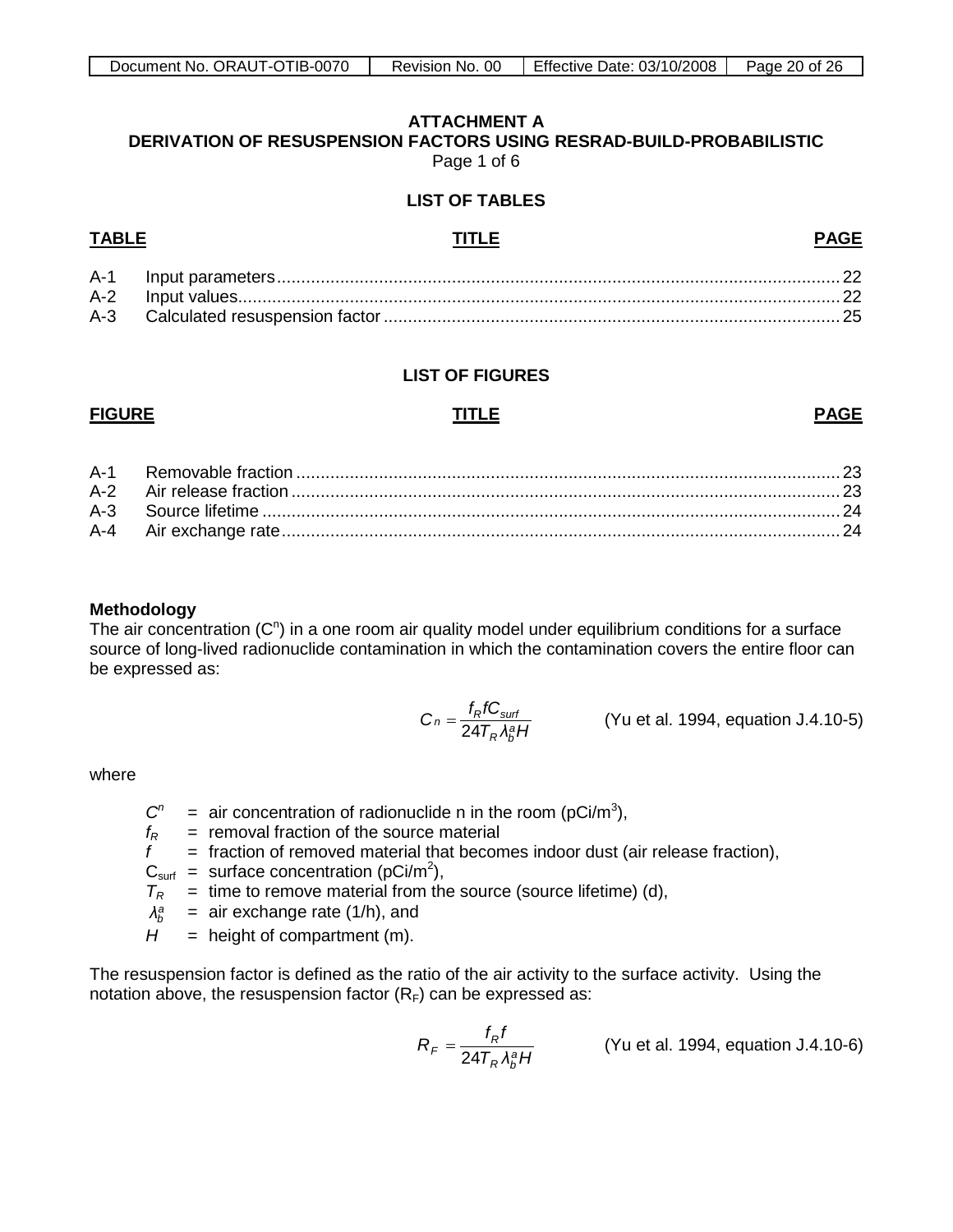# ATTACHMENT A
## DERIVATION OF RESUSPENSION FACTORS USING RESRAD-BUILD-PROBABILISTIC

Page 1 of 6

### LIST OF TABLES

| TABLE | TITLE | PAGE |
|---|---|---|
| A-1 | Input parameters | 22 |
| A-2 | Input values | 22 |
| A-3 | Calculated resuspension factor | 25 |

### LIST OF FIGURES

| FIGURE | TITLE | PAGE |
|---|---|---|
| A-1 | Removable fraction | 23 |
| A-2 | Air release fraction | 23 |
| A-3 | Source lifetime | 24 |
| A-4 | Air exchange rate | 24 |

**Methodology**

The air concentration ($C^n$) in a one room air quality model under equilibrium conditions for a surface source of long-lived radionuclide contamination in which the contamination covers the entire floor can be expressed as:

$$C_n = \frac{f_R f C_{surf}}{24 T_R \lambda_b^a H} \qquad \text{(Yu et al. 1994, equation J.4.10-5)}$$

where

- $C^n$ = air concentration of radionuclide n in the room (pCi/m$^3$),
- $f_R$ = removal fraction of the source material
- $f$ = fraction of removed material that becomes indoor dust (air release fraction),
- $C_{surf}$ = surface concentration (pCi/m$^2$),
- $T_R$ = time to remove material from the source (source lifetime) (d),
- $\lambda_b^a$ = air exchange rate (1/h), and
- $H$ = height of compartment (m).

The resuspension factor is defined as the ratio of the air activity to the surface activity. Using the notation above, the resuspension factor ($R_F$) can be expressed as:

$$R_F = \frac{f_R f}{24 T_R \lambda_b^a H} \qquad \text{(Yu et al. 1994, equation J.4.10-6)}$$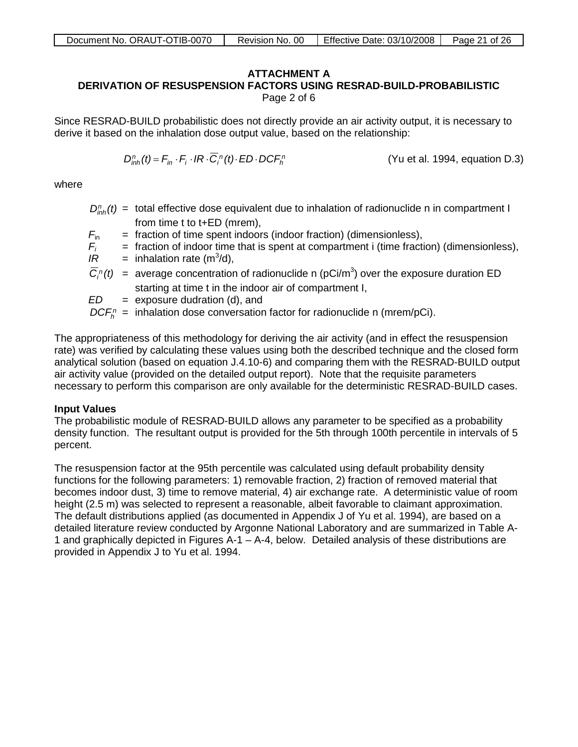**ATTACHMENT A**
**DERIVATION OF RESUSPENSION FACTORS USING RESRAD-BUILD-PROBABILISTIC**
Page 2 of 6

Since RESRAD-BUILD probabilistic does not directly provide an air activity output, it is necessary to derive it based on the inhalation dose output value, based on the relationship:

$$D_{inh}^{n}(t) = F_{in} \cdot F_{i} \cdot IR \cdot \overline{C}_{i}^{n}(t) \cdot ED \cdot DCF_{h}^{n} \qquad \text{(Yu et al. 1994, equation D.3)}$$

where

- $D_{inh}^{n}(t)$ = total effective dose equivalent due to inhalation of radionuclide n in compartment I from time t to t+ED (mrem),
- $F_{in}$ = fraction of time spent indoors (indoor fraction) (dimensionless),
- $F_{i}$ = fraction of indoor time that is spent at compartment i (time fraction) (dimensionless),
- $IR$ = inhalation rate ($m^3$/d),
- $\overline{C}_{i}^{n}(t)$ = average concentration of radionuclide n (pCi/$m^3$) over the exposure duration ED starting at time t in the indoor air of compartment I,
- $ED$ = exposure dudration (d), and
- $DCF_{h}^{n}$ = inhalation dose conversation factor for radionuclide n (mrem/pCi).

The appropriateness of this methodology for deriving the air activity (and in effect the resuspension rate) was verified by calculating these values using both the described technique and the closed form analytical solution (based on equation J.4.10-6) and comparing them with the RESRAD-BUILD output air activity value (provided on the detailed output report). Note that the requisite parameters necessary to perform this comparison are only available for the deterministic RESRAD-BUILD cases.

**Input Values**

The probabilistic module of RESRAD-BUILD allows any parameter to be specified as a probability density function. The resultant output is provided for the 5th through 100th percentile in intervals of 5 percent.

The resuspension factor at the 95th percentile was calculated using default probability density functions for the following parameters: 1) removable fraction, 2) fraction of removed material that becomes indoor dust, 3) time to remove material, 4) air exchange rate. A deterministic value of room height (2.5 m) was selected to represent a reasonable, albeit favorable to claimant approximation. The default distributions applied (as documented in Appendix J of Yu et al. 1994), are based on a detailed literature review conducted by Argonne National Laboratory and are summarized in Table A-1 and graphically depicted in Figures A-1 – A-4, below. Detailed analysis of these distributions are provided in Appendix J to Yu et al. 1994.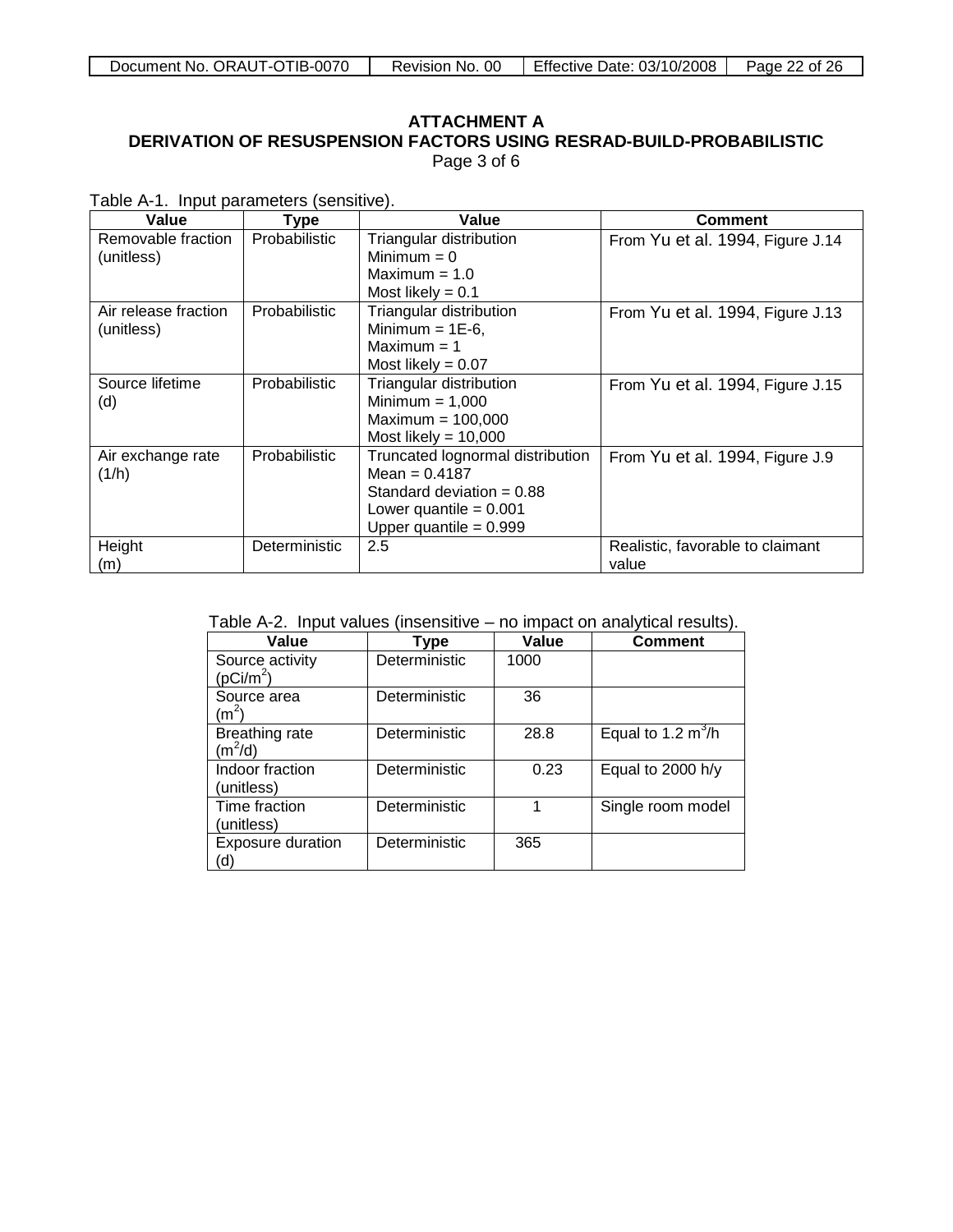## ATTACHMENT A
## DERIVATION OF RESUSPENSION FACTORS USING RESRAD-BUILD-PROBABILISTIC
Page 3 of 6

Table A-1. Input parameters (sensitive).

| Value | Type | Value | Comment |
|---|---|---|---|
| Removable fraction (unitless) | Probabilistic | Triangular distribution<br>Minimum = 0<br>Maximum = 1.0<br>Most likely = 0.1 | From Yu et al. 1994, Figure J.14 |
| Air release fraction (unitless) | Probabilistic | Triangular distribution<br>Minimum = 1E-6,<br>Maximum = 1<br>Most likely = 0.07 | From Yu et al. 1994, Figure J.13 |
| Source lifetime (d) | Probabilistic | Triangular distribution<br>Minimum = 1,000<br>Maximum = 100,000<br>Most likely = 10,000 | From Yu et al. 1994, Figure J.15 |
| Air exchange rate (1/h) | Probabilistic | Truncated lognormal distribution<br>Mean = 0.4187<br>Standard deviation = 0.88<br>Lower quantile = 0.001<br>Upper quantile = 0.999 | From Yu et al. 1994, Figure J.9 |
| Height (m) | Deterministic | 2.5 | Realistic, favorable to claimant value |

Table A-2. Input values (insensitive – no impact on analytical results).

| Value | Type | Value | Comment |
|---|---|---|---|
| Source activity ($pCi/m^2$) | Deterministic | 1000 | |
| Source area ($m^2$) | Deterministic | 36 | |
| Breathing rate ($m^2/d$) | Deterministic | 28.8 | Equal to 1.2 $m^3/h$ |
| Indoor fraction (unitless) | Deterministic | 0.23 | Equal to 2000 h/y |
| Time fraction (unitless) | Deterministic | 1 | Single room model |
| Exposure duration (d) | Deterministic | 365 | |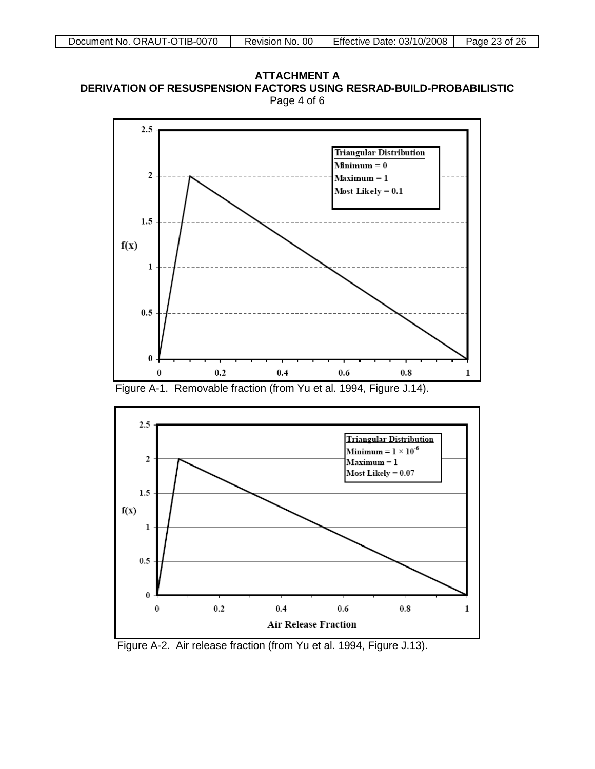**ATTACHMENT A**
**DERIVATION OF RESUSPENSION FACTORS USING RESRAD-BUILD-PROBABILISTIC**
Page 4 of 6

Figure A-1. Removable fraction (from Yu et al. 1994, Figure J.14).

Figure A-2. Air release fraction (from Yu et al. 1994, Figure J.13).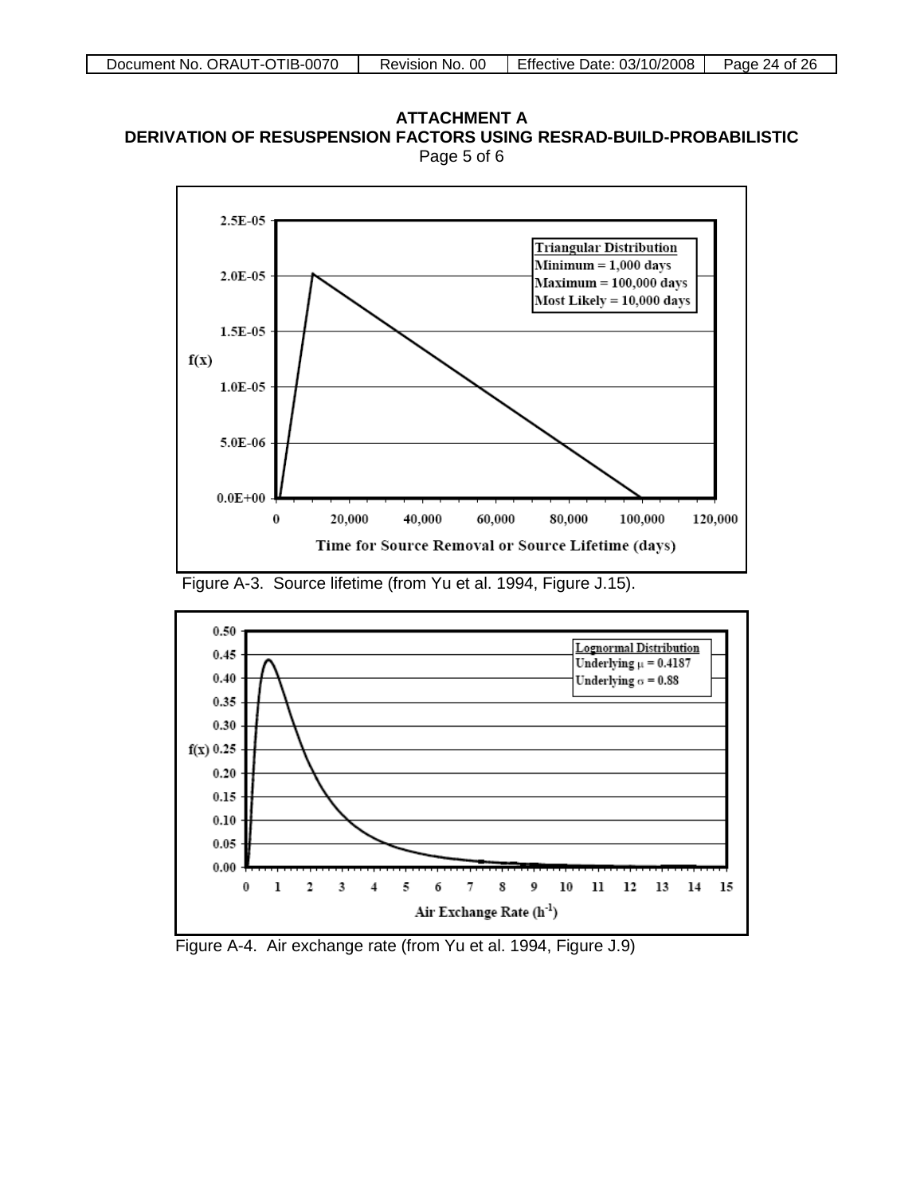# ATTACHMENT A
## DERIVATION OF RESUSPENSION FACTORS USING RESRAD-BUILD-PROBABILISTIC

Page 5 of 6

Figure A-3. Source lifetime (from Yu et al. 1994, Figure J.15).

Figure A-4. Air exchange rate (from Yu et al. 1994, Figure J.9)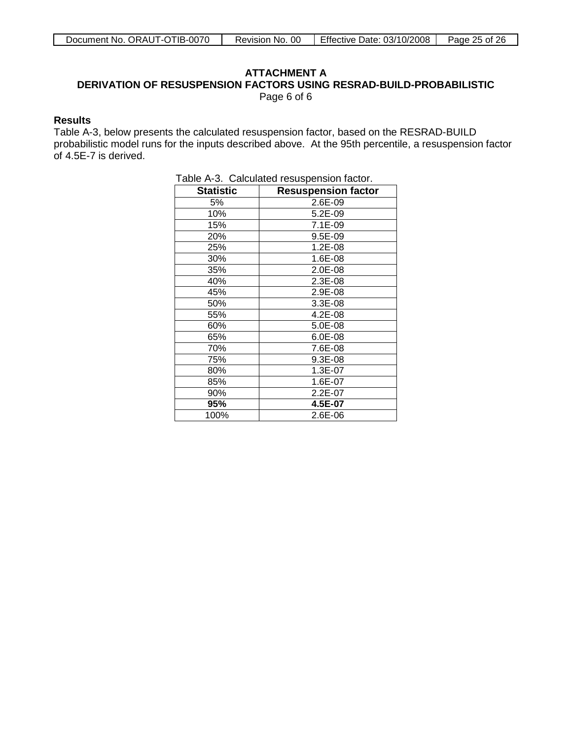## ATTACHMENT A
## DERIVATION OF RESUSPENSION FACTORS USING RESRAD-BUILD-PROBABILISTIC

Page 6 of 6

**Results**

Table A-3, below presents the calculated resuspension factor, based on the RESRAD-BUILD probabilistic model runs for the inputs described above. At the 95th percentile, a resuspension factor of 4.5E-7 is derived.

Table A-3. Calculated resuspension factor.

| Statistic | Resuspension factor |
|---|---|
| 5% | 2.6E-09 |
| 10% | 5.2E-09 |
| 15% | 7.1E-09 |
| 20% | 9.5E-09 |
| 25% | 1.2E-08 |
| 30% | 1.6E-08 |
| 35% | 2.0E-08 |
| 40% | 2.3E-08 |
| 45% | 2.9E-08 |
| 50% | 3.3E-08 |
| 55% | 4.2E-08 |
| 60% | 5.0E-08 |
| 65% | 6.0E-08 |
| 70% | 7.6E-08 |
| 75% | 9.3E-08 |
| 80% | 1.3E-07 |
| 85% | 1.6E-07 |
| 90% | 2.2E-07 |
| **95%** | **4.5E-07** |
| 100% | 2.6E-06 |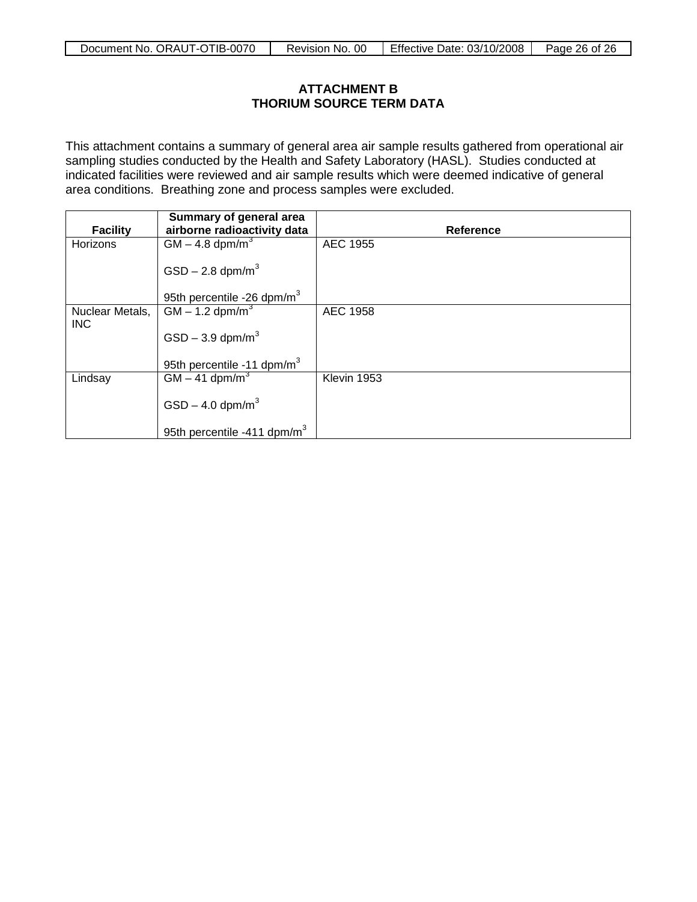# ATTACHMENT B
## THORIUM SOURCE TERM DATA

This attachment contains a summary of general area air sample results gathered from operational air sampling studies conducted by the Health and Safety Laboratory (HASL). Studies conducted at indicated facilities were reviewed and air sample results which were deemed indicative of general area conditions. Breathing zone and process samples were excluded.

| Facility | Summary of general area airborne radioactivity data | Reference |
|---|---|---|
| Horizons | GM – 4.8 dpm/$m^3$<br><br>GSD – 2.8 dpm/$m^3$<br><br>95th percentile -26 dpm/$m^3$ | AEC 1955 |
| Nuclear Metals, INC | GM – 1.2 dpm/$m^3$<br><br>GSD – 3.9 dpm/$m^3$<br><br>95th percentile -11 dpm/$m^3$ | AEC 1958 |
| Lindsay | GM – 41 dpm/$m^3$<br><br>GSD – 4.0 dpm/$m^3$<br><br>95th percentile -411 dpm/$m^3$ | Klevin 1953 |